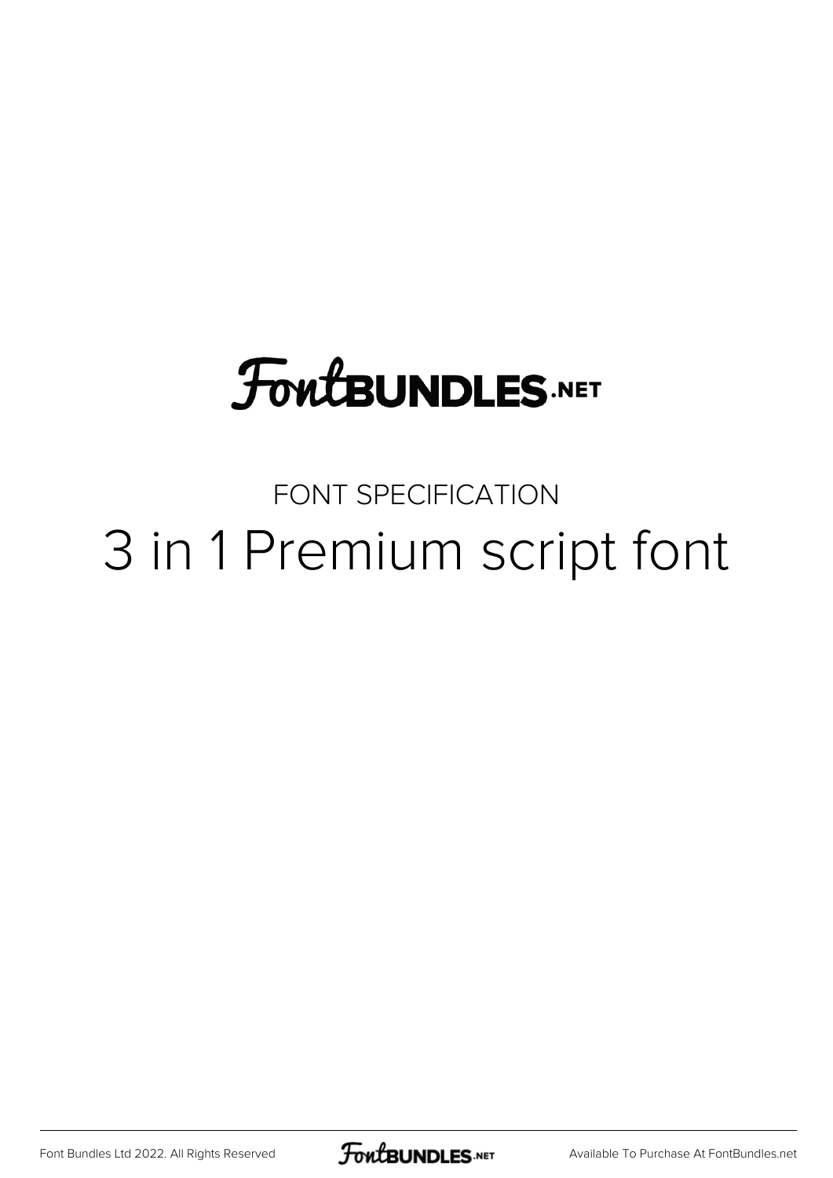# FontBUNDLES.NET

FONT SPECIFICATION

## 3 in 1 Premium script font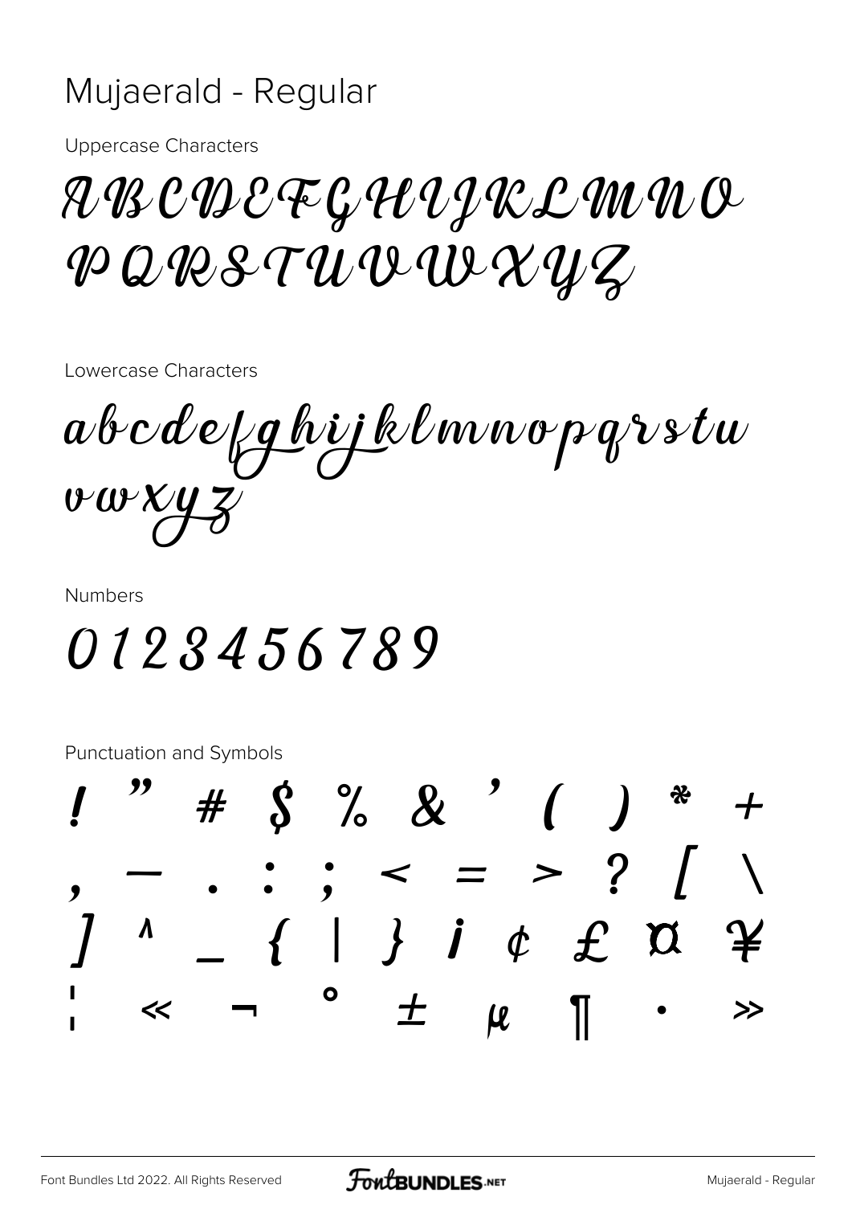# Mujaerald - Regular

Uppercase Characters

ABCDEFGHIJKLMNO
PQRSTUVWXYZ

Lowercase Characters

abcdefghijklmnopqrstu
vwxyz

Numbers

0123456789

Punctuation and Symbols

! " # $ % & ' ( ) * +
, — . : ; < = > ? [ \
] ^ _ { | } ¡ ¢ £ ¤ ¥
¦ « ¬ ° ± µ ¶ • »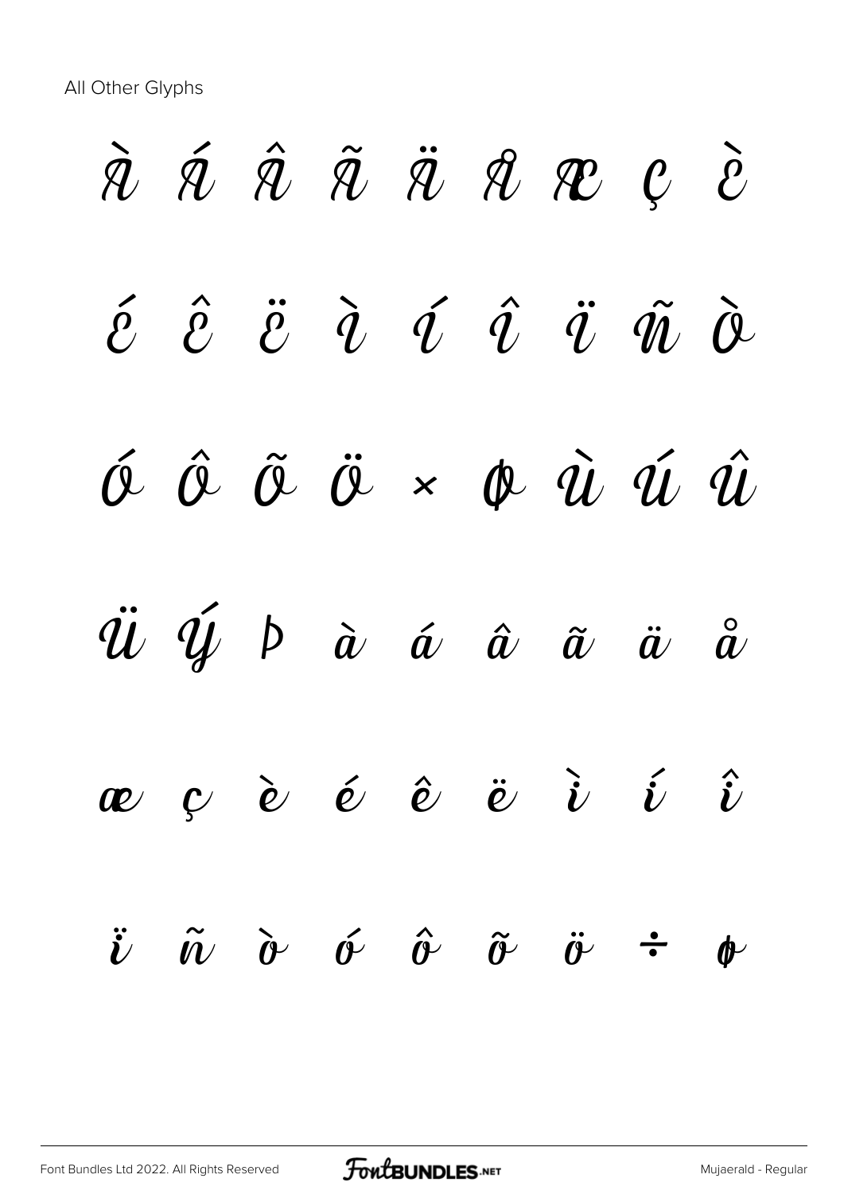All Other Glyphs

À Á Â Ã Ä Å Æ Ç È

É Ê Ë Ì Í Î Ï Ñ Ò

Ó Ô Õ Ö × Ø Ù Ú Û

Ü Ý Þ à á â ã ä å

æ ç è é ê ë ì í î

ï ñ ò ó ô õ ö ÷ ø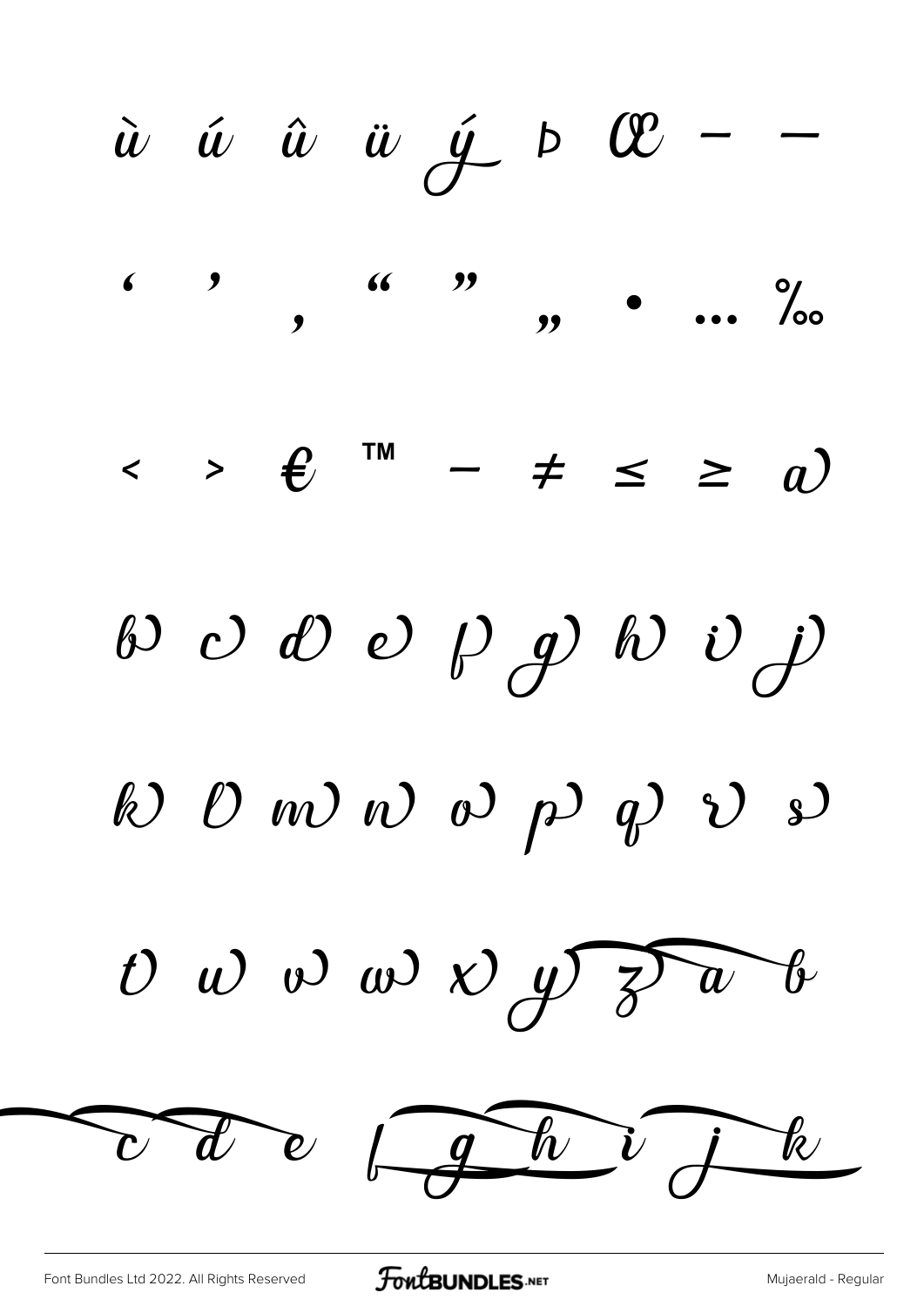ù ú û ü ý þ Œ – —

‘ ’ ‚ “ ” „ • … ‰

< > € ™ − ≠ ≤ ≥ a

b c d e f g h i j

k l m n o p q r s

t u v w x y z a b

c d e f g h i j k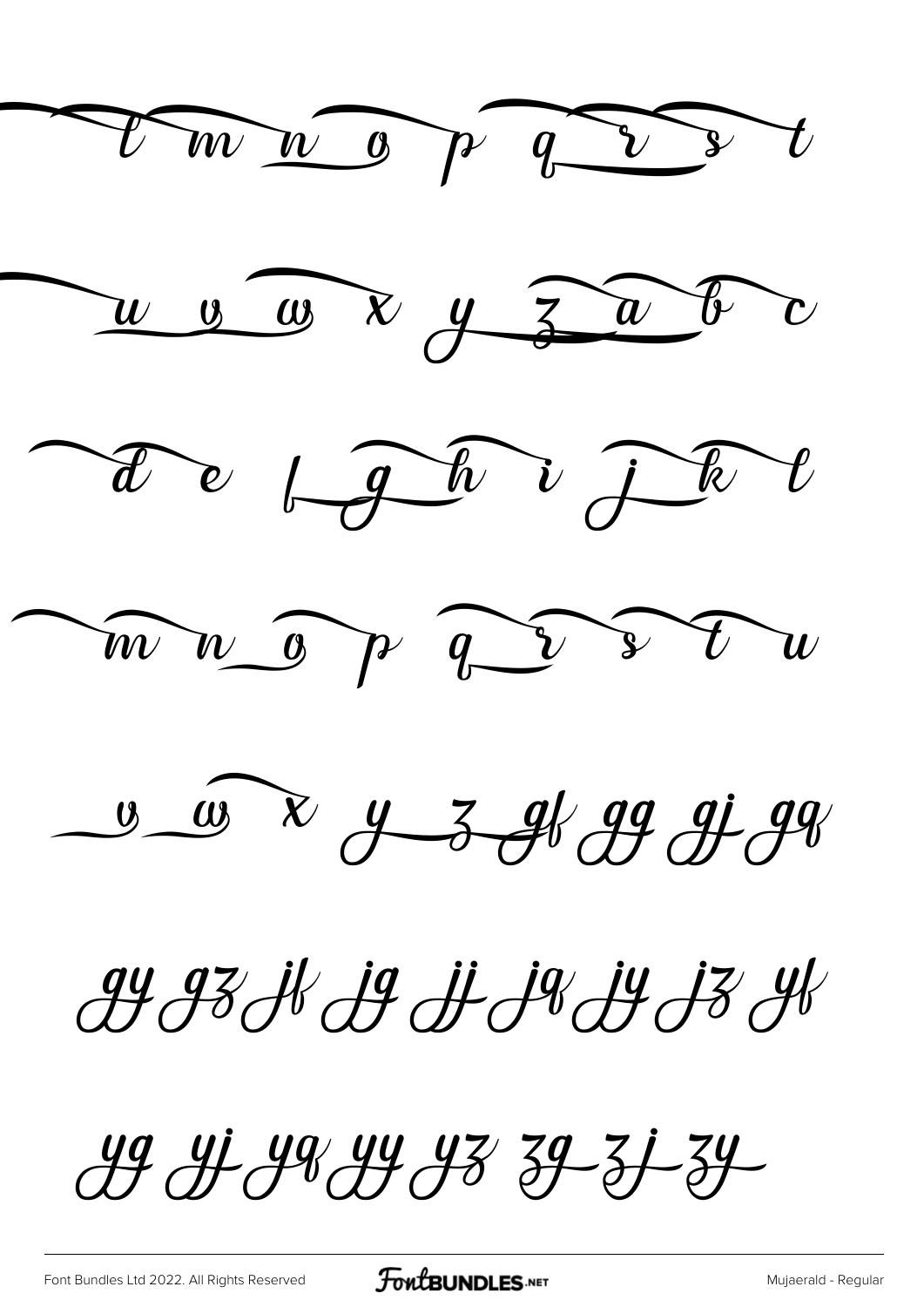l m n o p q r s t

u v w x y z a b c

d e f g h i j k l

m n o p q r s t u

v w x y z gf gg gj gq

gy gz jf jg jj jq jy jz yf

yg yj yq yy yz zg zj zy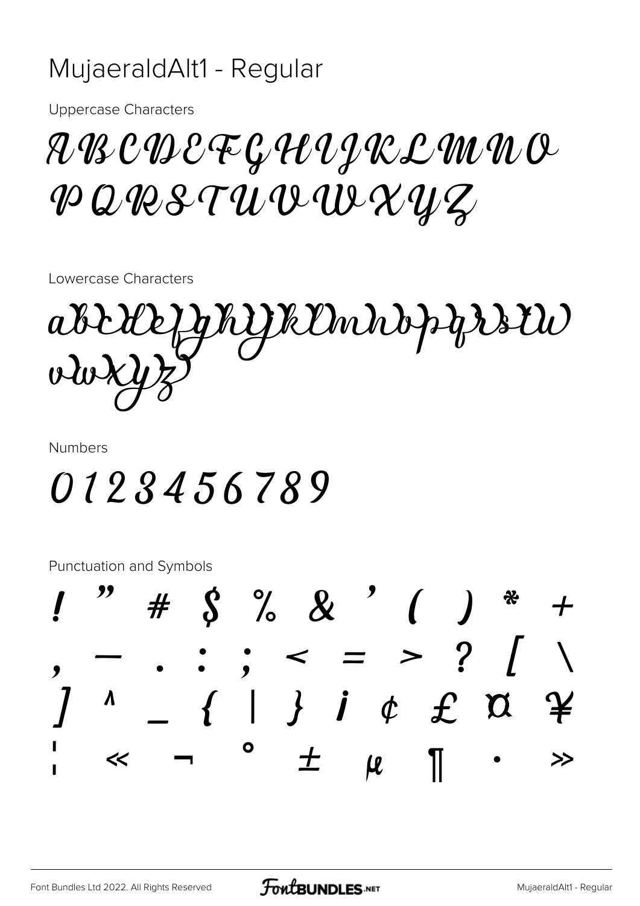# MujaeraldAlt1 - Regular

Uppercase Characters

ABCDEFGHIJKLMNO
PQRSTUVWXYZ

Lowercase Characters

abcdefghijklmnopqrstu
vwxyz

Numbers

0123456789

Punctuation and Symbols

! " # $ % & ' ( ) * +
, - . : ; < = > ? [ \
] ^ _ { | } ¡ ¢ £ ¤ ¥
¦ « ¬ ° ± µ ¶ · »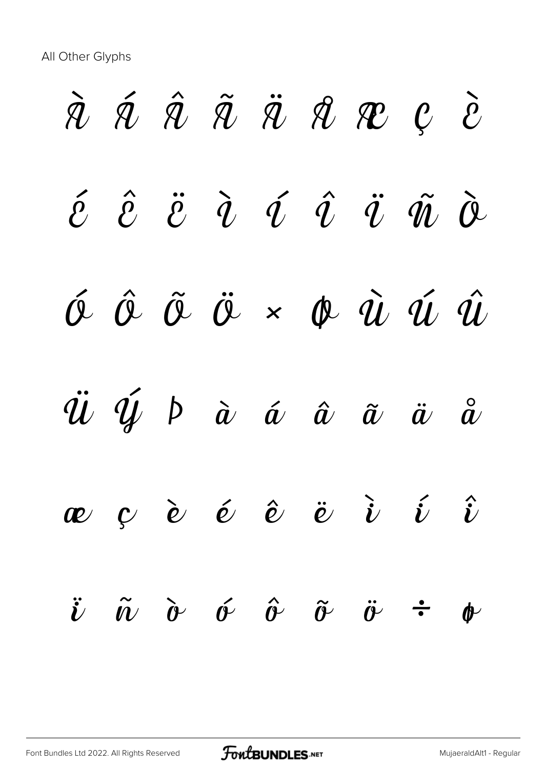All Other Glyphs

À Á Â Ã Ä Å Æ Ç È

É Ê Ë Ì Í Î Ï Ñ Ò

Ó Ô Õ Ö × Ø Ù Ú Û

Ü Ý Þ à á â ã ä å

æ ç è é ê ë ì í î

ï ñ ò ó ô õ ö ÷ ø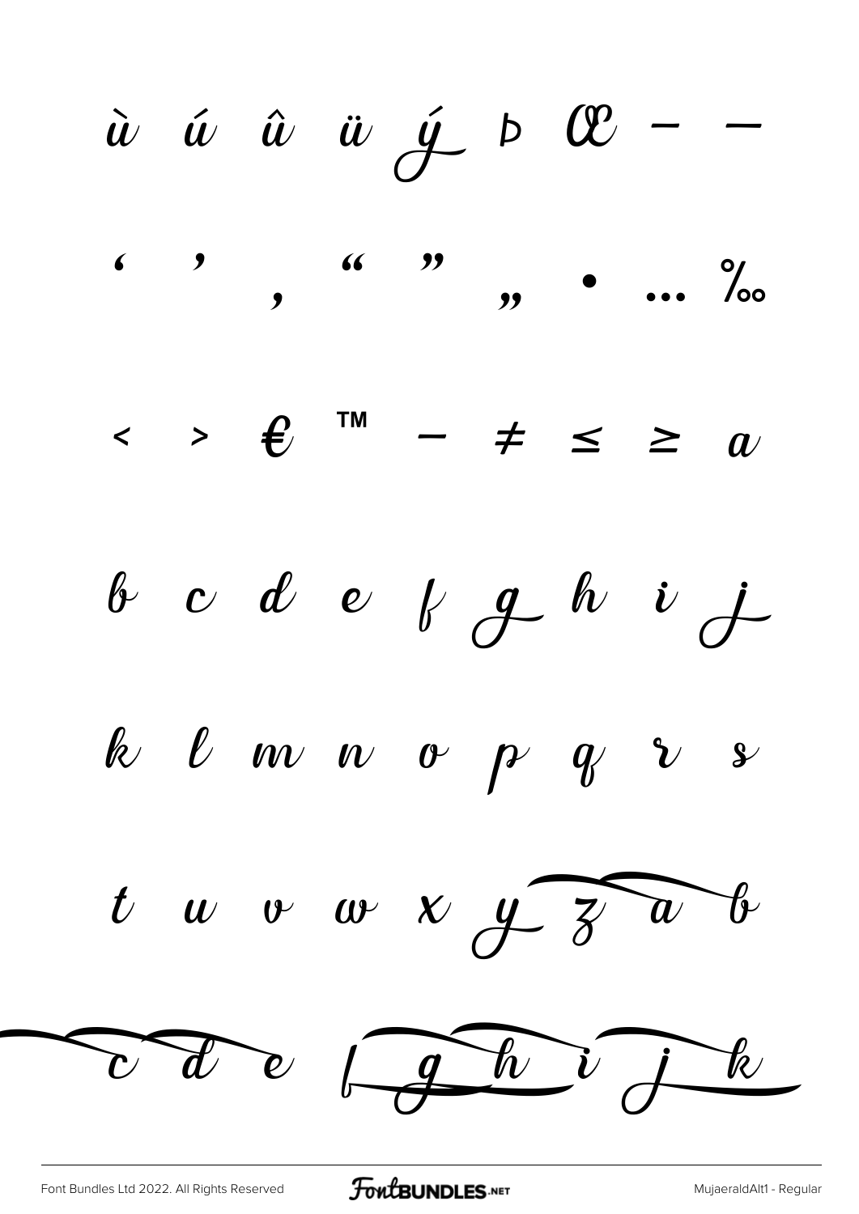ù ú û ü ý þ Œ – —

‘ ’ ‚ “ ” „ • … ‰

< > € ™ − ≠ ≤ ≥ a

b c d e f g h i j

k l m n o p q r s

t u v w x y z a b

c d e f g h i j k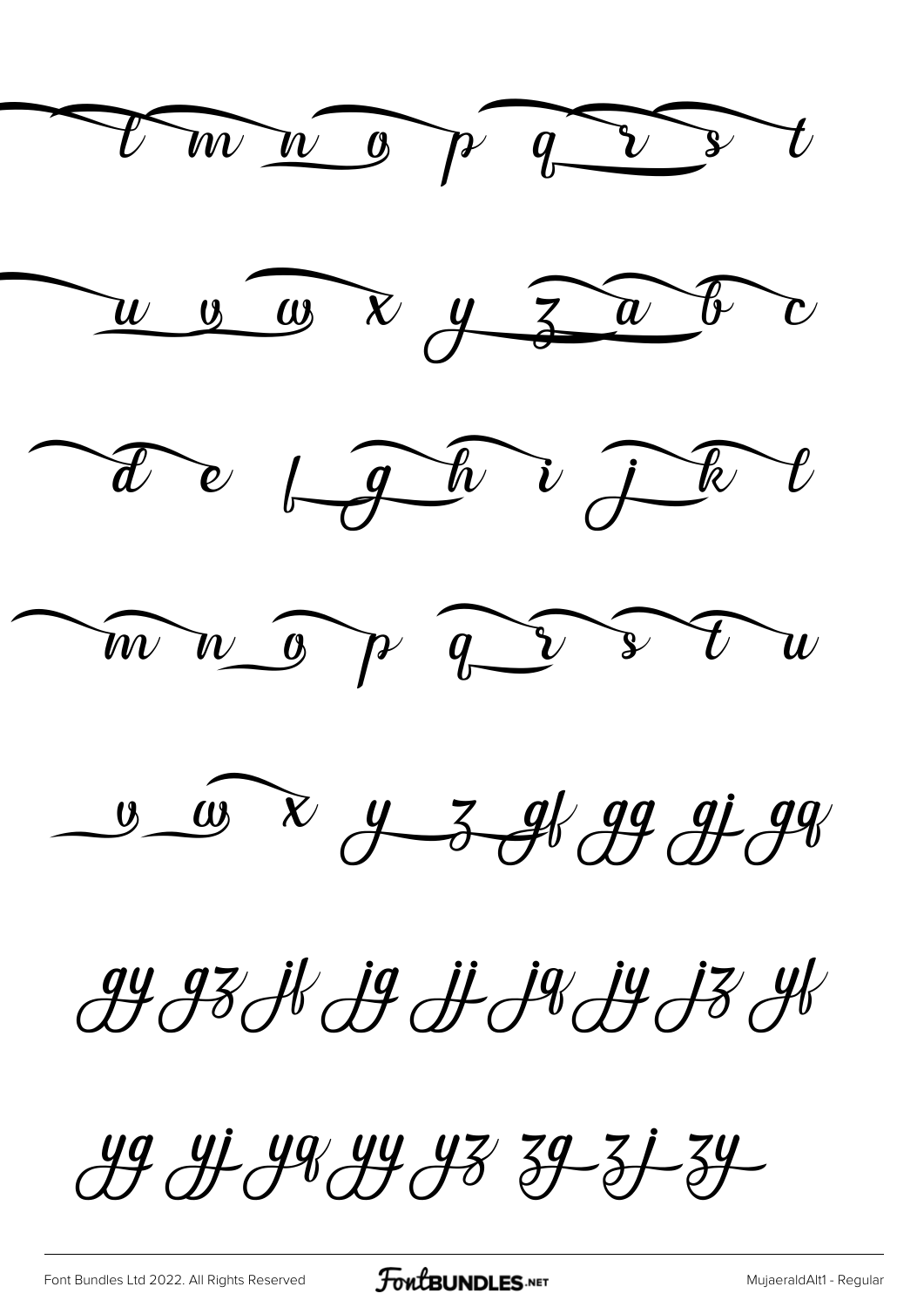l m n o p q r s t

u v w x y z a b c

d e f g h i j k l

m n o p q r s t u

v w x y z gf gg gj gq

gy gz jf jg jj jq jy jz yf

yg yj yq yy yz zg zj zy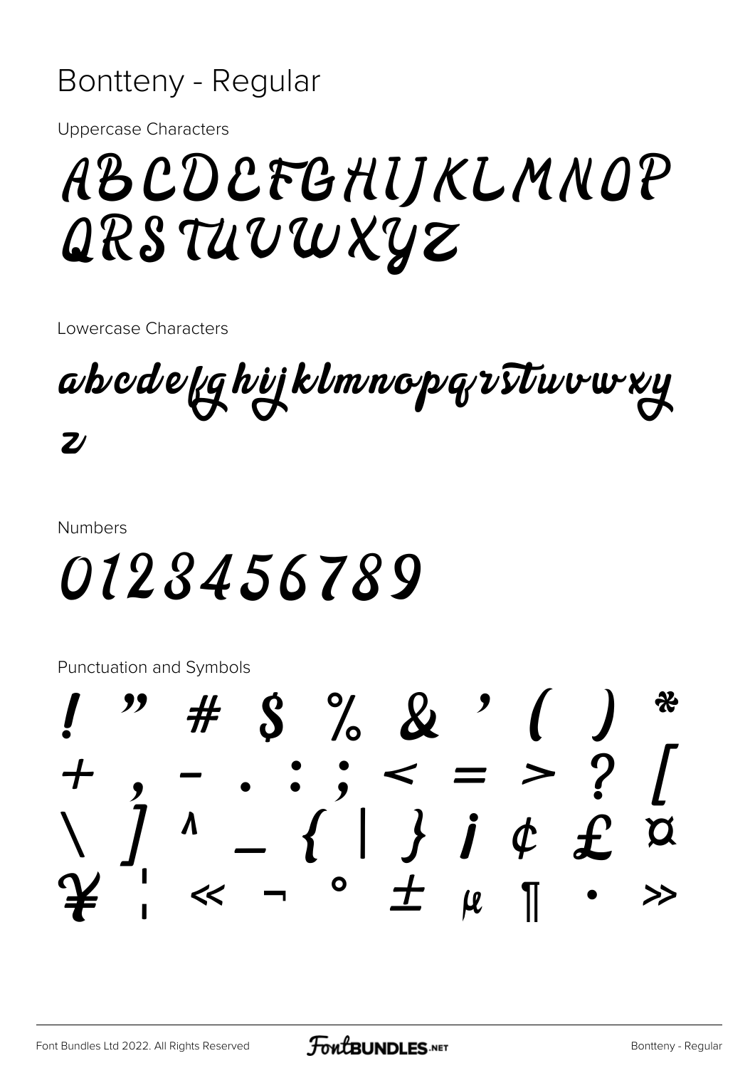# Bontteny - Regular

Uppercase Characters

ABCDEFGHIJKLMNOP
QRSTUVWXYZ

Lowercase Characters

abcdefghijklmnopqrstuvwxy
z

Numbers

0123456789

Punctuation and Symbols

! " # $ % & ' ( ) *
+ , - . : ; < = > ? [
\ ] ^ _ { | } ¡ ¢ £ ¤
¥ ¦ « ¬ ° ± µ ¶ • »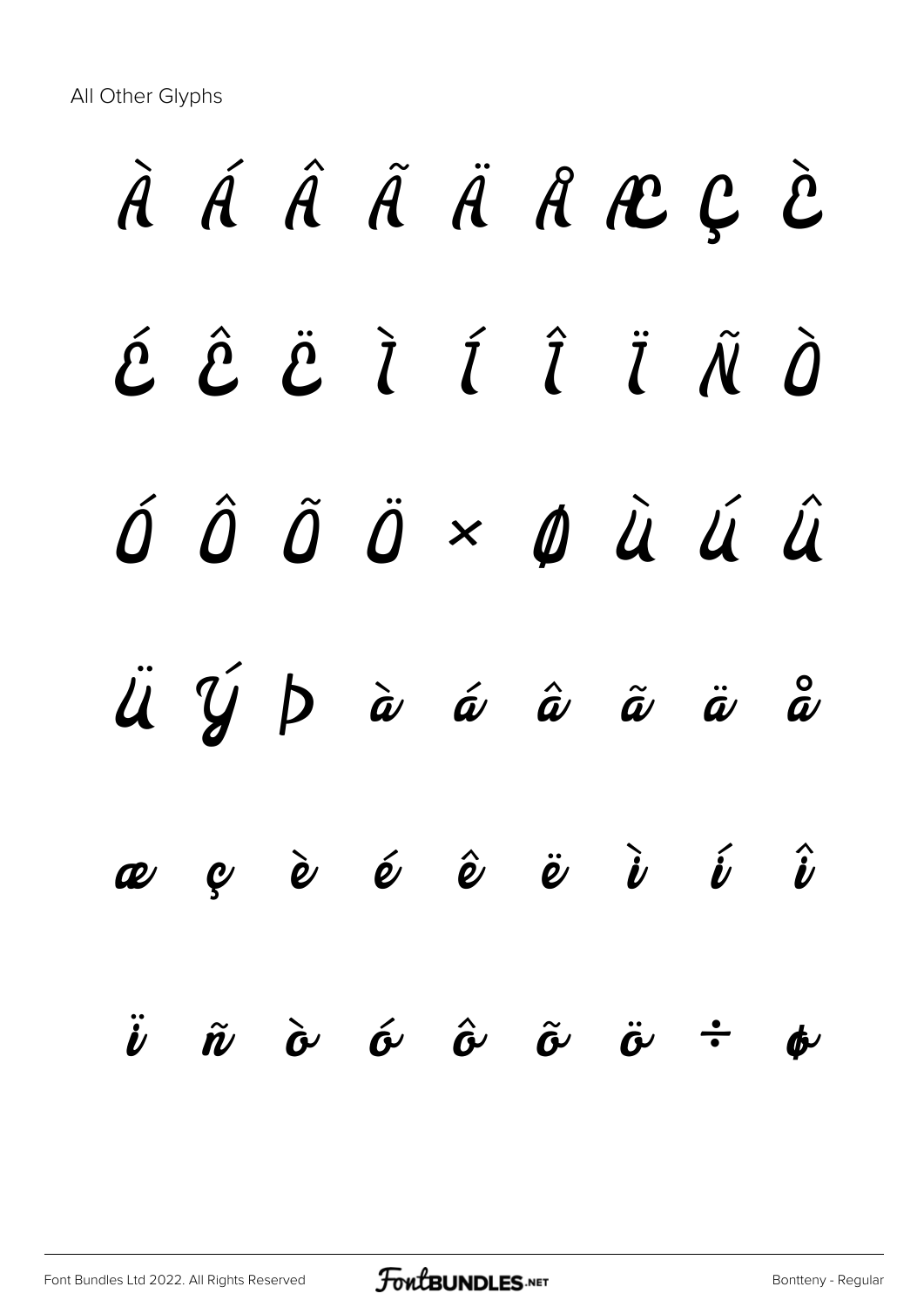All Other Glyphs

À Á Â Ã Ä Å Æ Ç È

É Ê Ë Ì Í Î Ï Ñ Ò

Ó Ô Õ Ö × Ø Ù Ú Û

Ü Ý Þ à á â ã ä å

æ ç è é ê ë ì í î

ï ñ ò ó ô õ ö ÷ ø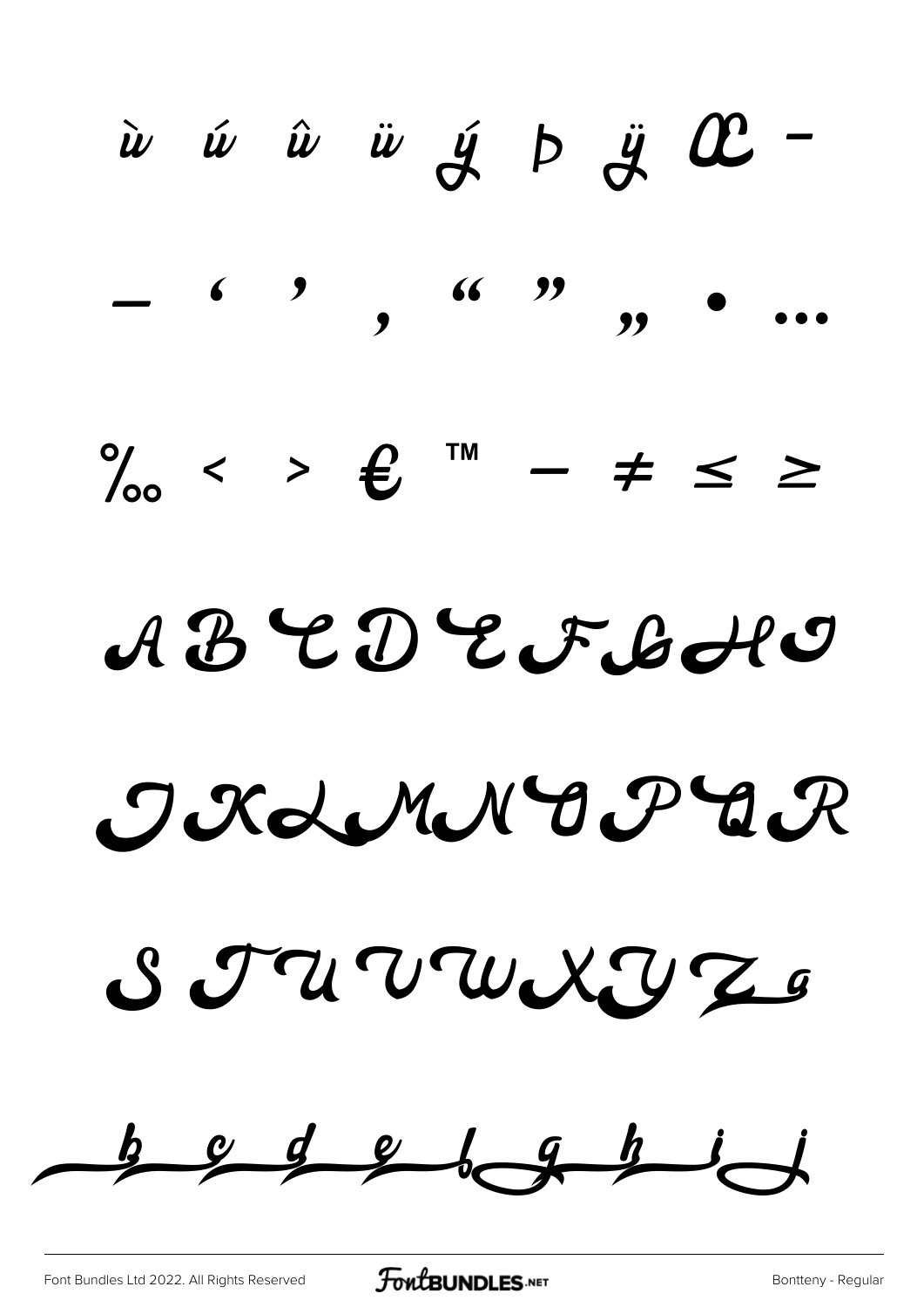ù ú û ü ý þ ÿ Œ -

– ‘ ’ ‚ “ ” „ • …

‰ ‹ › € ™ − ≠ ≤ ≥

A B C D E F G H I

J K L M N O P Q R

S T U V W X Y Z a

b c d e f g h i j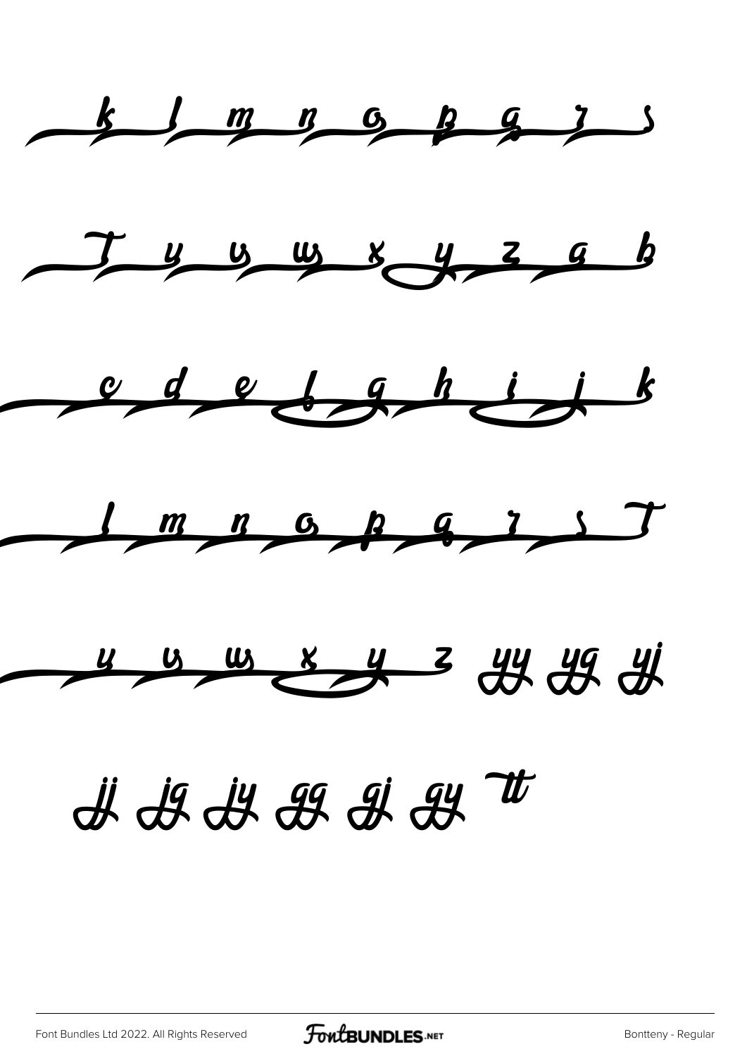k l m n o p q r s

T u v w x y z a b

c d e f g h i j k

l m n o p q r s T

u v w x y z yy yg yj

jj jg jy gg gj gy tt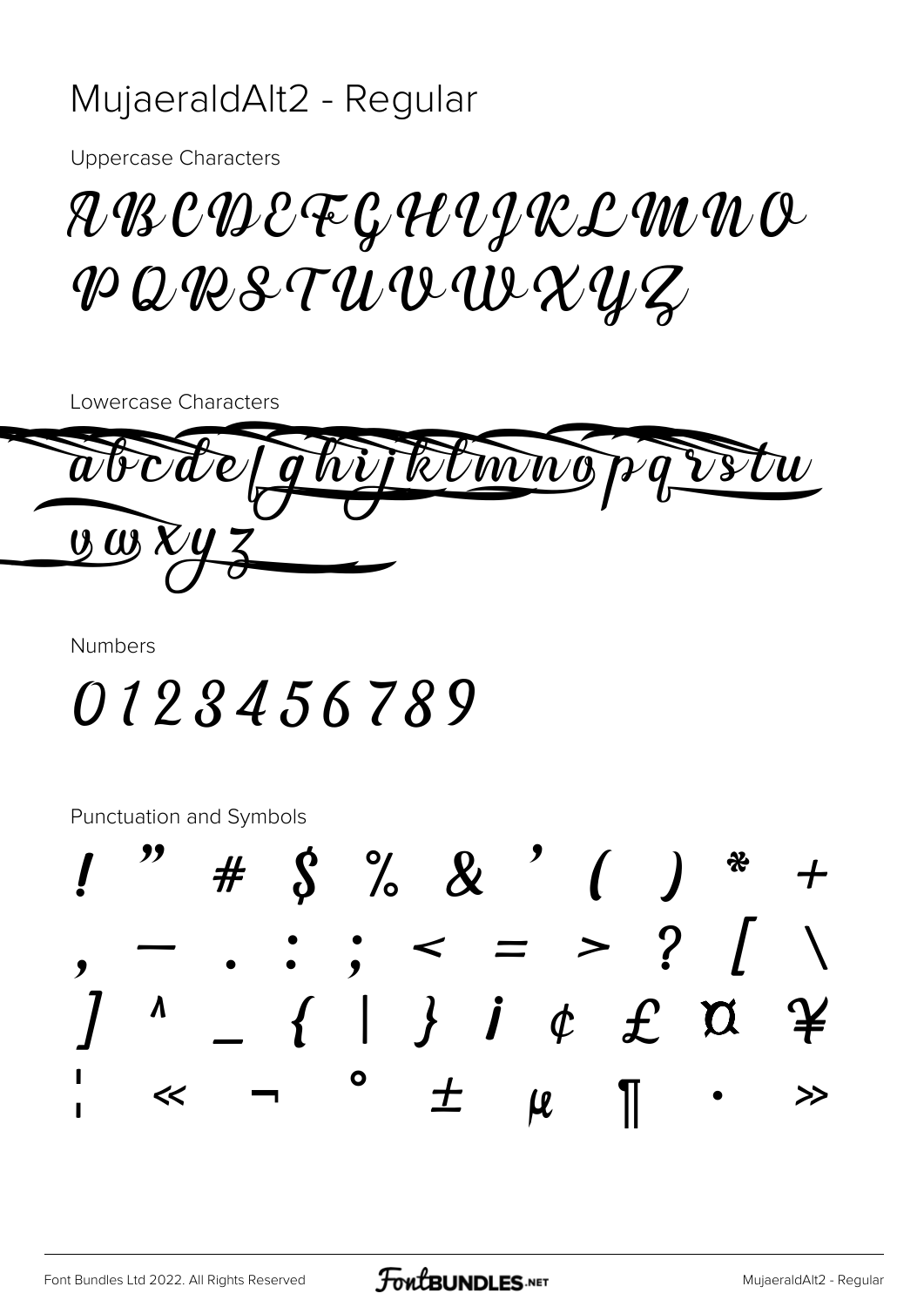# MujaeraldAlt2 - Regular

Uppercase Characters

A B C D E F G H I J K L M N O P Q R S T U V W X Y Z

Lowercase Characters

a b c d e f g h i j k l m n o p q r s t u v w x y z

Numbers

0 1 2 3 4 5 6 7 8 9

Punctuation and Symbols

! " # $ % & ' ( ) * + , - . : ; < = > ? [ \ ] ^ _ { | } ¡ ¢ £ ¤ ¥ ¦ « ¬ ° ± µ ¶ · »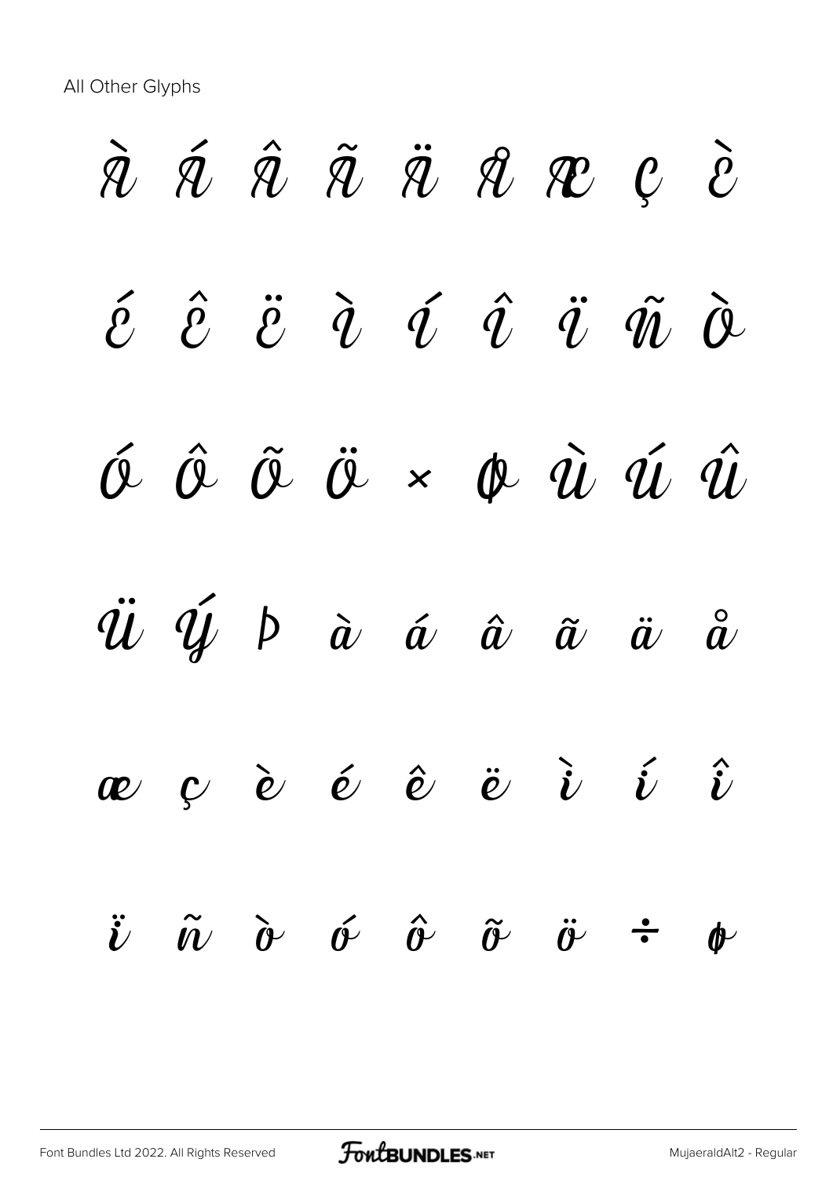All Other Glyphs

À Á Â Ã Ä Å Æ Ç È

É Ê Ë Ì Í Î Ï Ñ Ò

Ó Ô Õ Ö × Ø Ù Ú Û

Ü Ý Þ à á â ã ä å

æ ç è é ê ë ì í î

ï ñ ò ó ô õ ö ÷ ø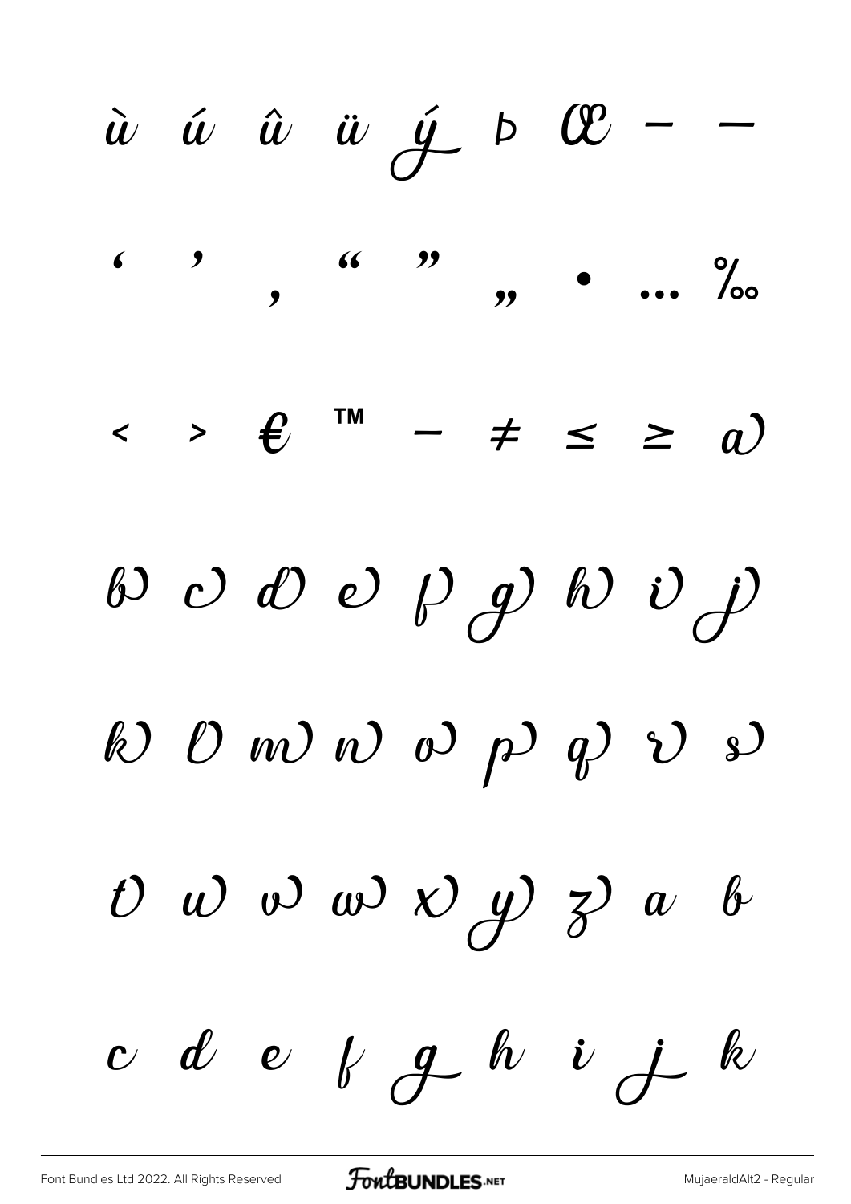ù ú û ü ý þ Œ – —

' ' ‚ " " „ • … ‰

< > € ™ − ≠ ≤ ≥ a

b c d e f g h i j

k l m n o p q r s

t u v w x y z a b

c d e f g h i j k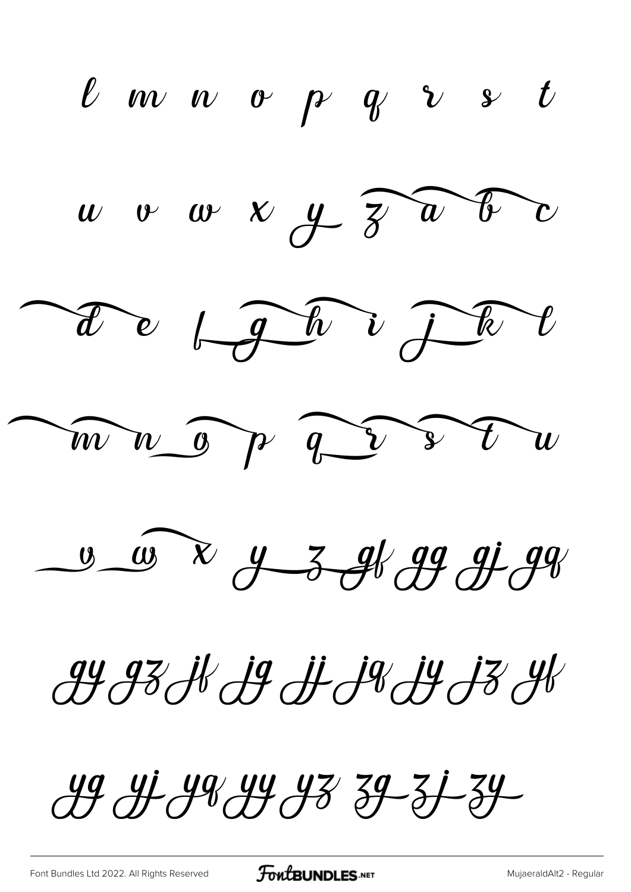l m n o p q r s t

u v w x y z a b c

d e f g h i j k l

m n o p q r s t u

v w x y z gf gg gj gq

gy gz jf jg jj jq jy jz yf

yg yj yq yy yz zg zj zy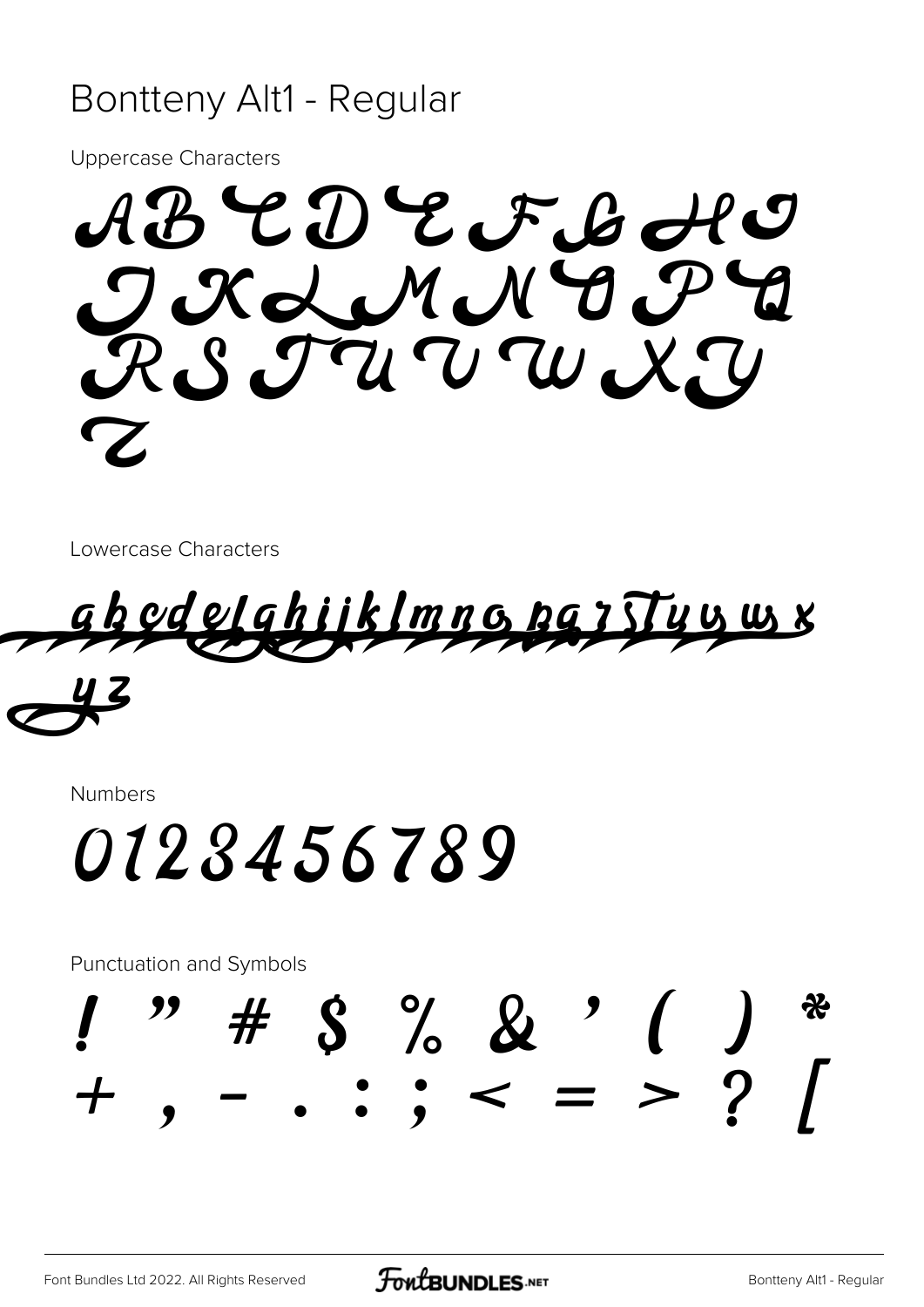# Bontteny Alt1 - Regular

Uppercase Characters

ABCDEFGHI
JKLMNOPQ
RSTUVWXY
Z

Lowercase Characters

abcdefghijklmno pqrstuvwx
yz

Numbers

0123456789

Punctuation and Symbols

! " # $ % & ' ( ) *
+ , - . : ; < = > ? [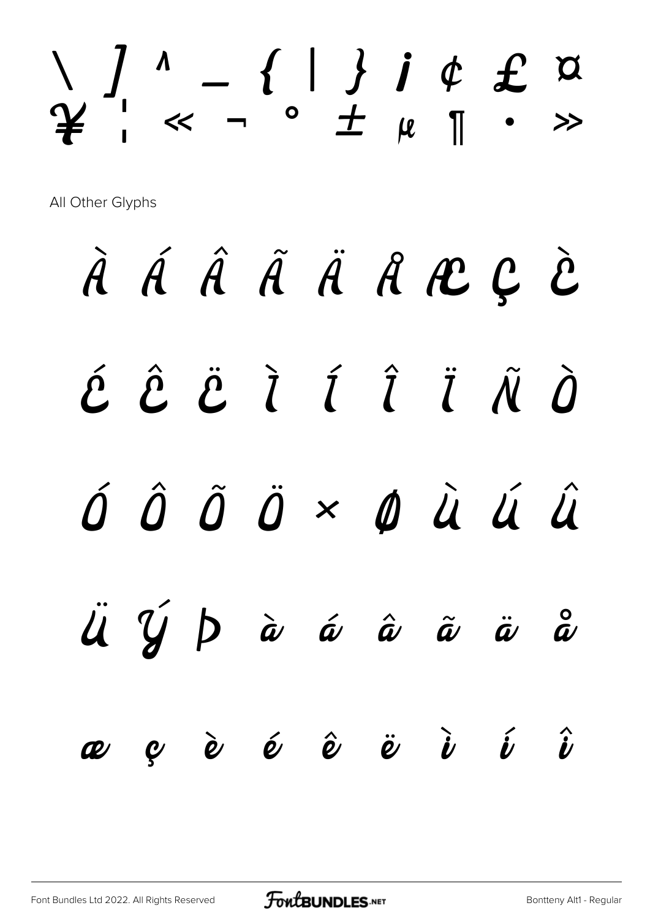\ ] ^ _ { | } ¡ ¢ £ ¤
¥ ¦ « ¬ ° ± µ ¶ · »

All Other Glyphs

À Á Â Ã Ä Å Æ Ç È

É Ê Ë Ì Í Î Ï Ñ Ò

Ó Ô Õ Ö × Ø Ù Ú Û

Ü Ý Þ à á â ã ä å

æ ç è é ê ë ì í î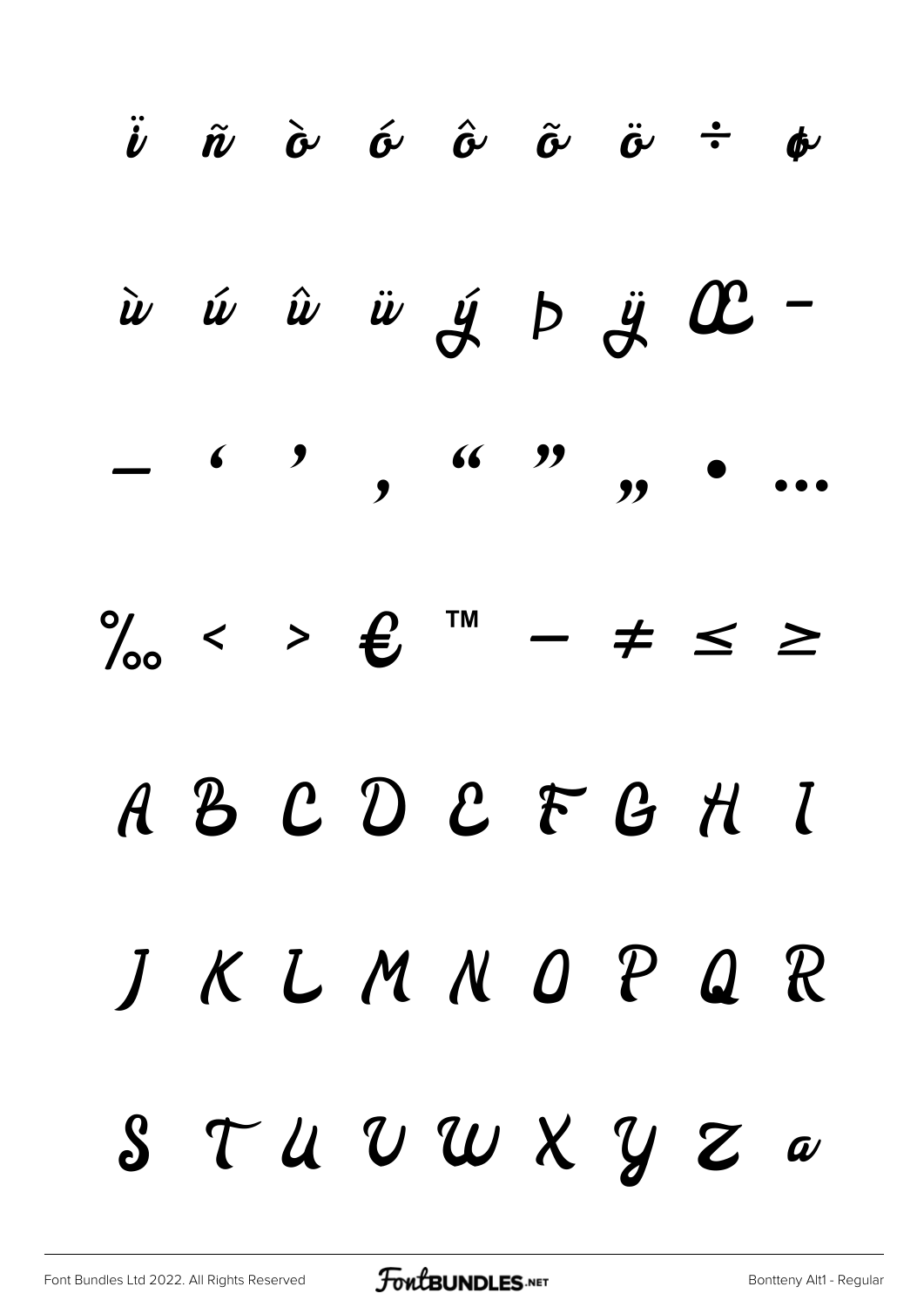ï ñ ò ó ô õ ö ÷ ø

ù ú û ü ý þ ÿ Œ –

— ' ' ‚ " " „ • …

‰ < > € ™ − ≠ ≤ ≥

A B C D E F G H I

J K L M N O P Q R

S T U V W X Y Z a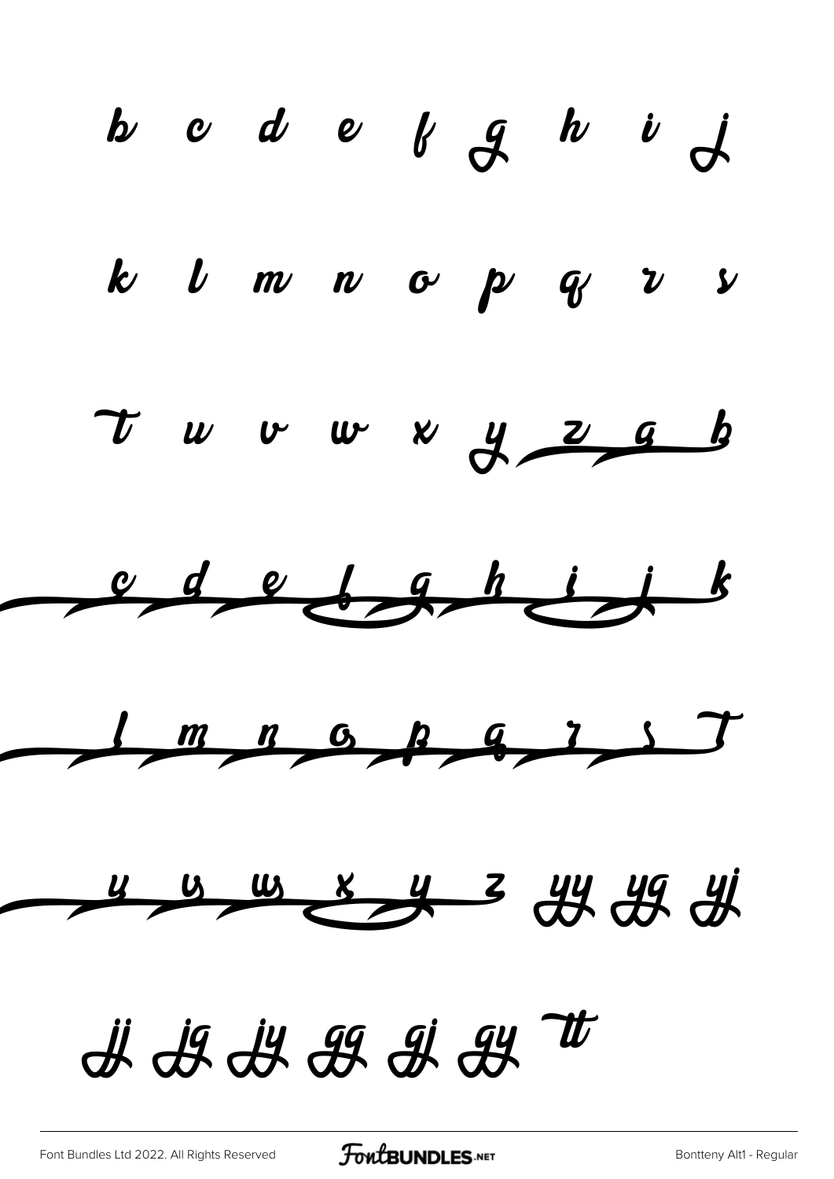b c d e f g h i j

k l m n o p q r s

T u v w x y z a b

c d e f g h i j k

l m n o p q r s T

u v w x y z yy yg yj

jj jg jy gg gj gy tt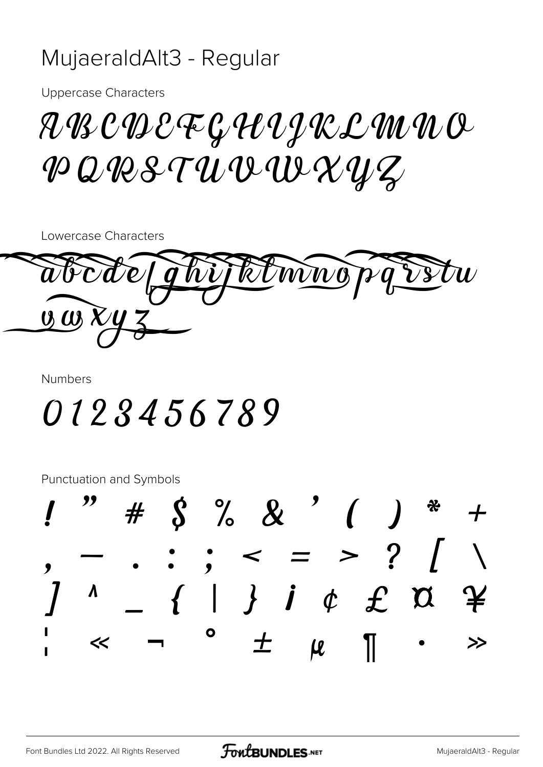# MujaeraldAlt3 - Regular

Uppercase Characters

A B C D E F G H I J K L M N O P Q R S T U V W X Y Z

Lowercase Characters

a b c d e f g h i j k l m n o p q r s t u v w x y z

Numbers

0 1 2 3 4 5 6 7 8 9

Punctuation and Symbols

! " # $ % & ' ( ) * +
, — . : ; < = > ? [ \
] ^ _ { | } ¡ ¢ £ ¤ ¥
¦ « ¬ ° ± µ ¶ · »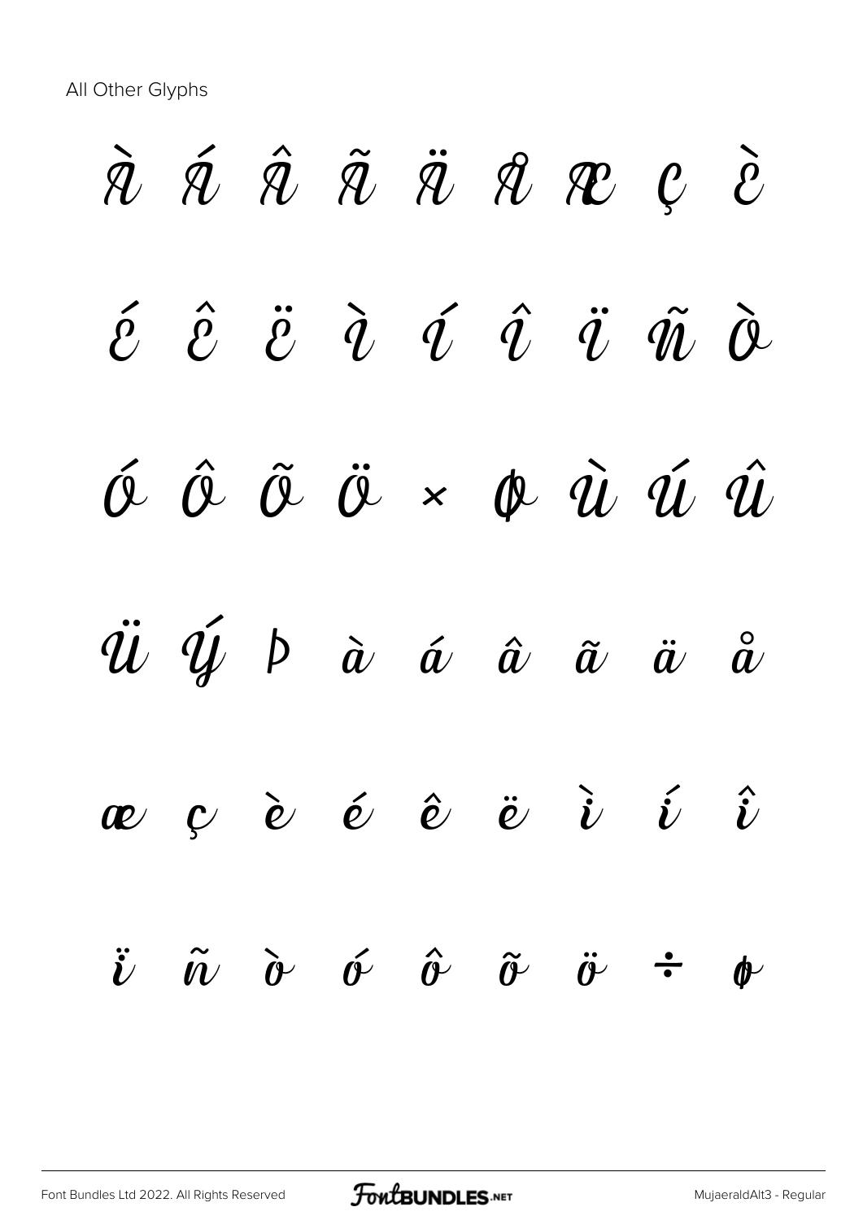All Other Glyphs

À Á Â Ã Ä Å Æ Ç È

É Ê Ë Ì Í Î Ï Ñ Ò

Ó Ô Õ Ö × Ø Ù Ú Û

Ü Ý Þ à á â ã ä å

æ ç è é ê ë ì í î

ï ñ ò ó ô õ ö ÷ ø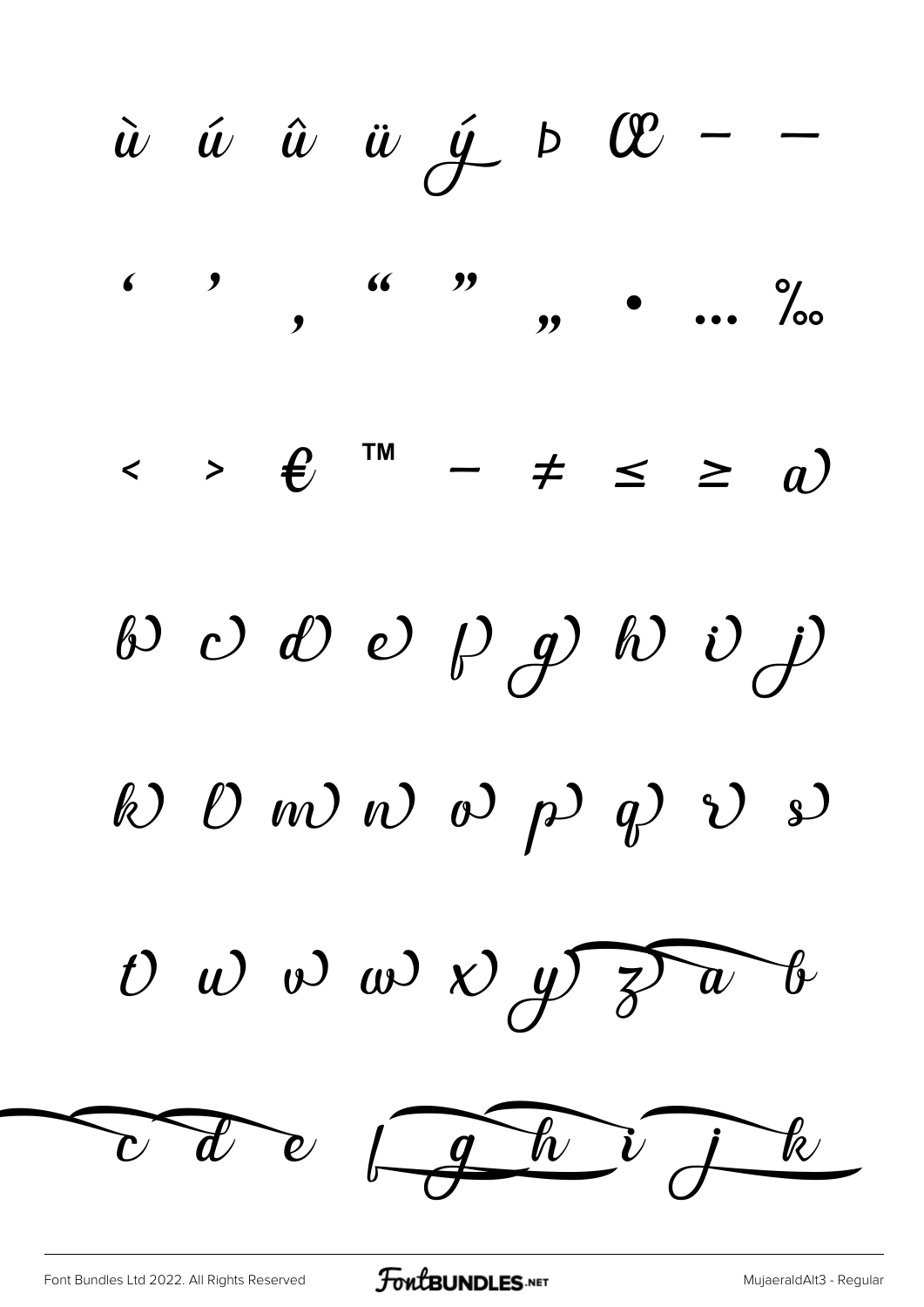ù ú û ü ý þ Œ – —

' ' ‚ " " „ • … ‰

< > € ™ − ≠ ≤ ≥ a

b c d e f g h i j

k l m n o p q r s

t u v w x y z a b

c d e f g h i j k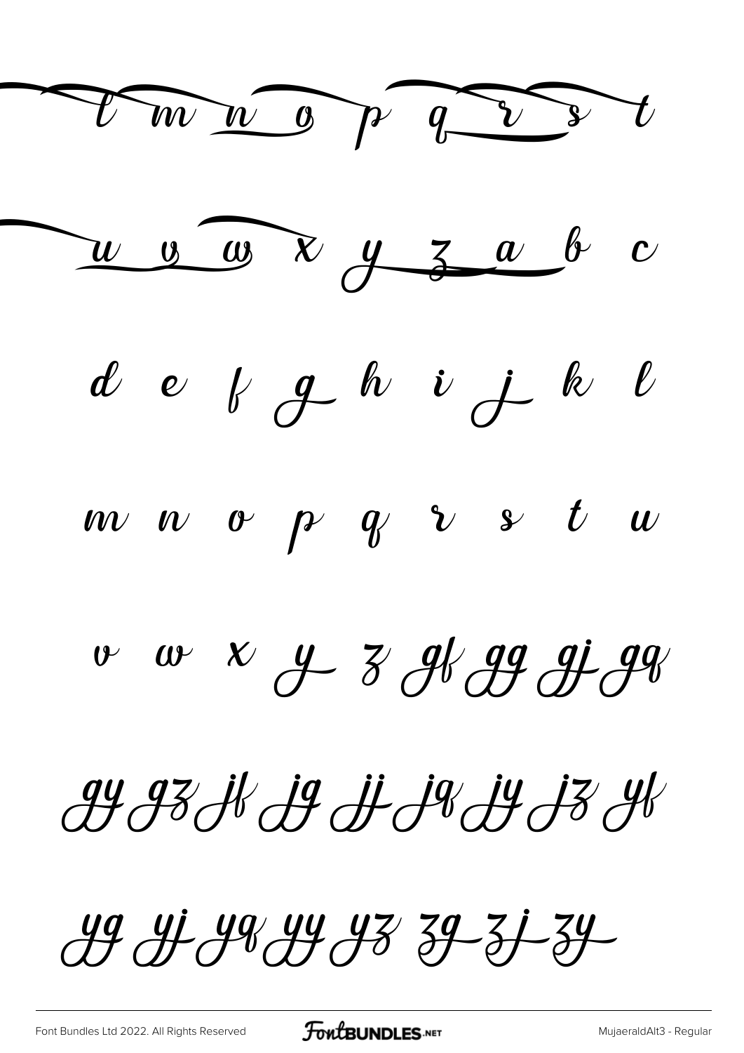l m n o p q r s t

u v w x y z a b c

d e f g h i j k l

m n o p q r s t u

v w x y z gf gg gj gq

gy gz jf jg jj jq jy jz yf

yg yj yq yy yz zg zj zy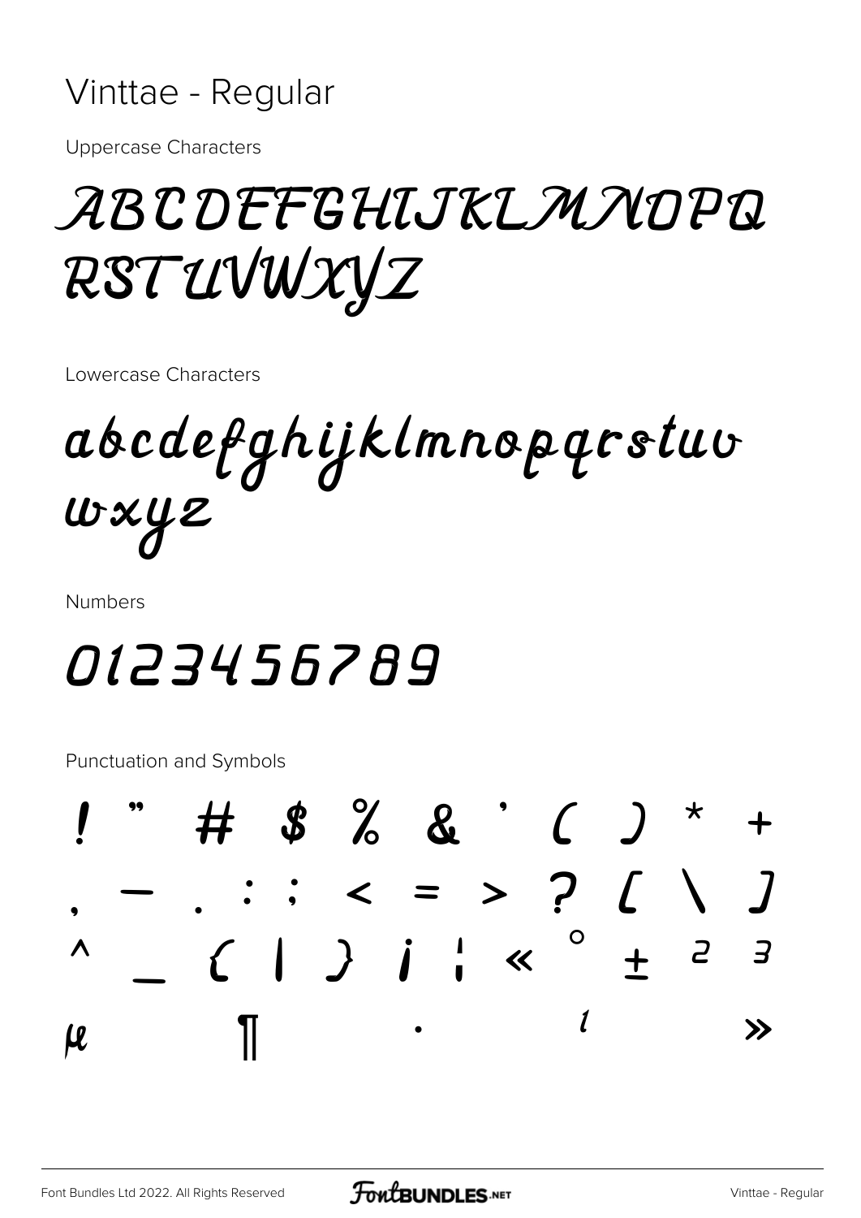# Vinttae - Regular

Uppercase Characters

ABCDEFGHIJKLMNOPQ RSTUVWXYZ

Lowercase Characters

abcdefghijklmnopqrstuv wxyz

Numbers

0123456789

Punctuation and Symbols

! " # $ % & ' ( ) * + , — . : ; < = > ? [ \ ] ^ _ { | } ¡ ¦ « ° ± ² ³ µ ¶ · ¹ »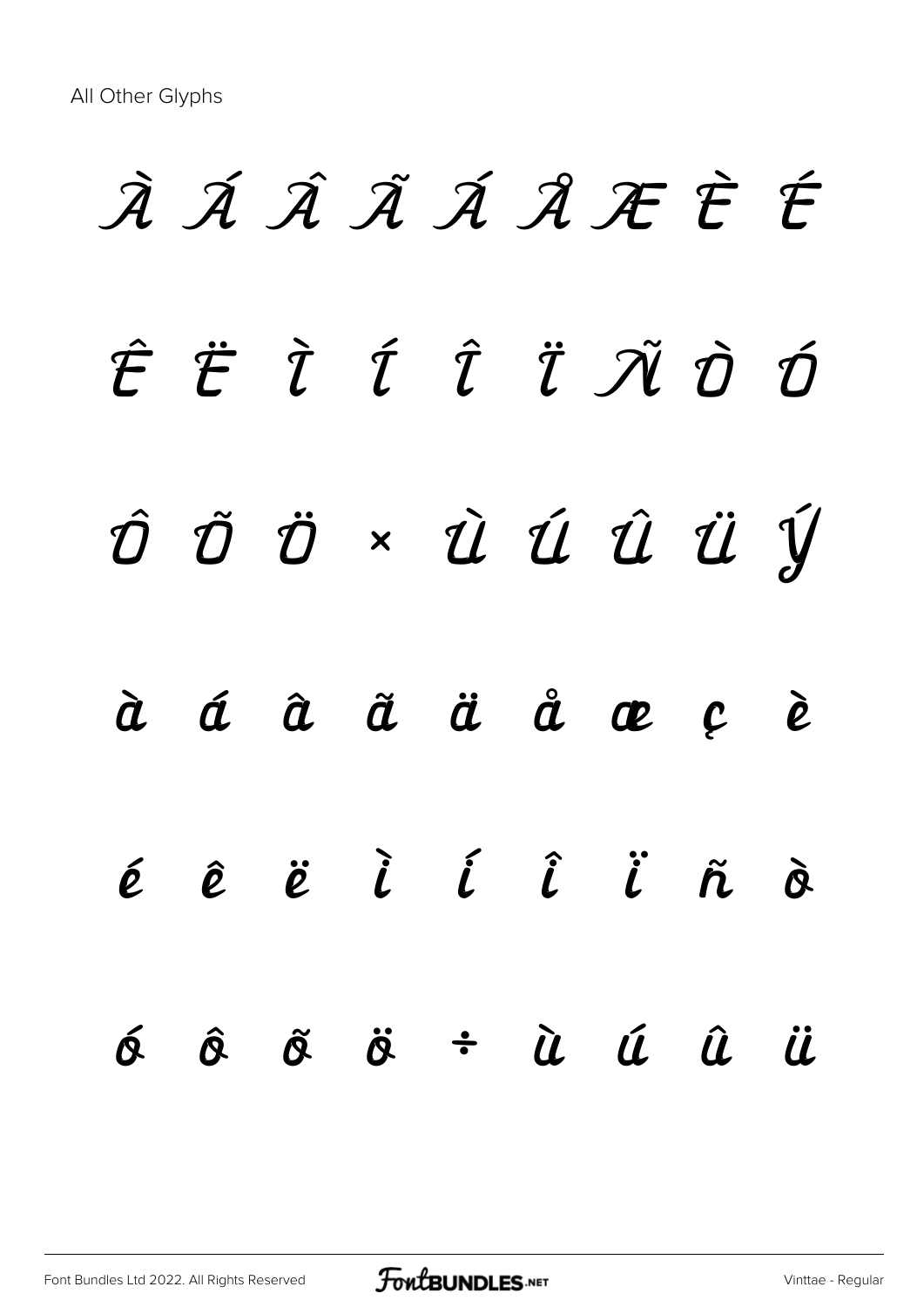All Other Glyphs

À Á Â Ã Ä Å Æ È É

Ê Ë Ì Í Î Ï Ñ Ò Ó

Ô Õ Ö × Ù Ú Û Ü Ý

à á â ã ä å æ ç è

é ê ë ì í î ï ñ ò

ó ô õ ö ÷ ù ú û ü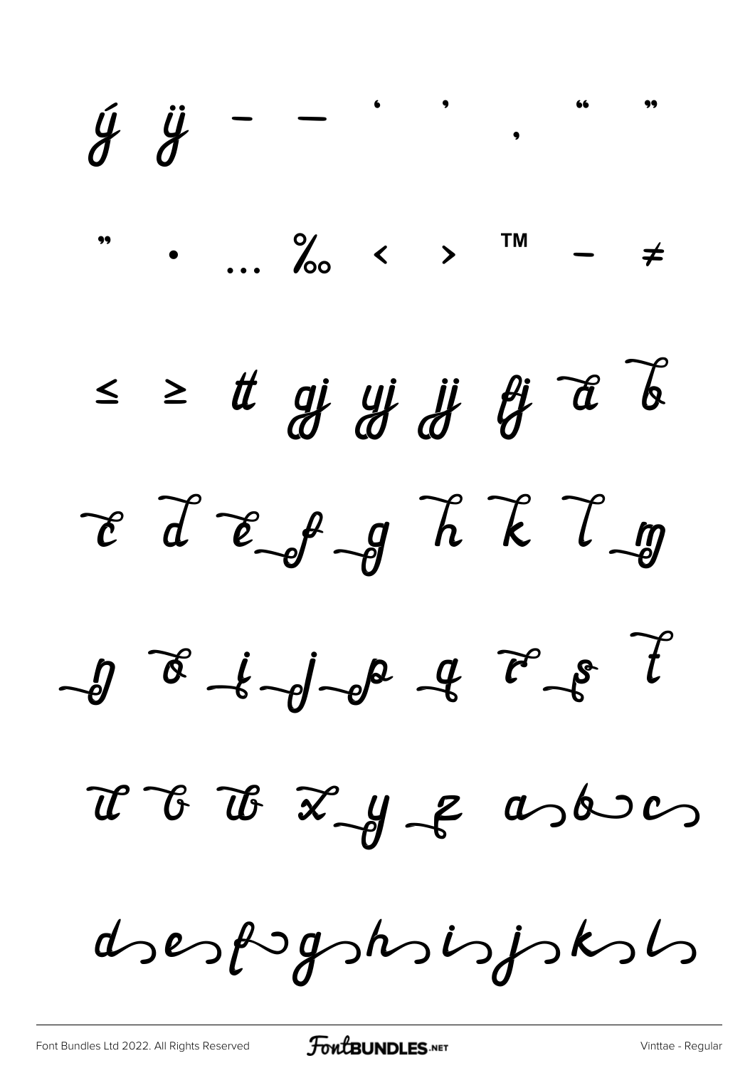ý ÿ – — ‘ ’ ‚ “ ”

„ • … ‰ ‹ › ™ − ≠

≤ ≥ tt gj yj jj fj a b

c d e f g h k l m

n o i j p q r s t

u v w x y z a b c

d e f g h i j k l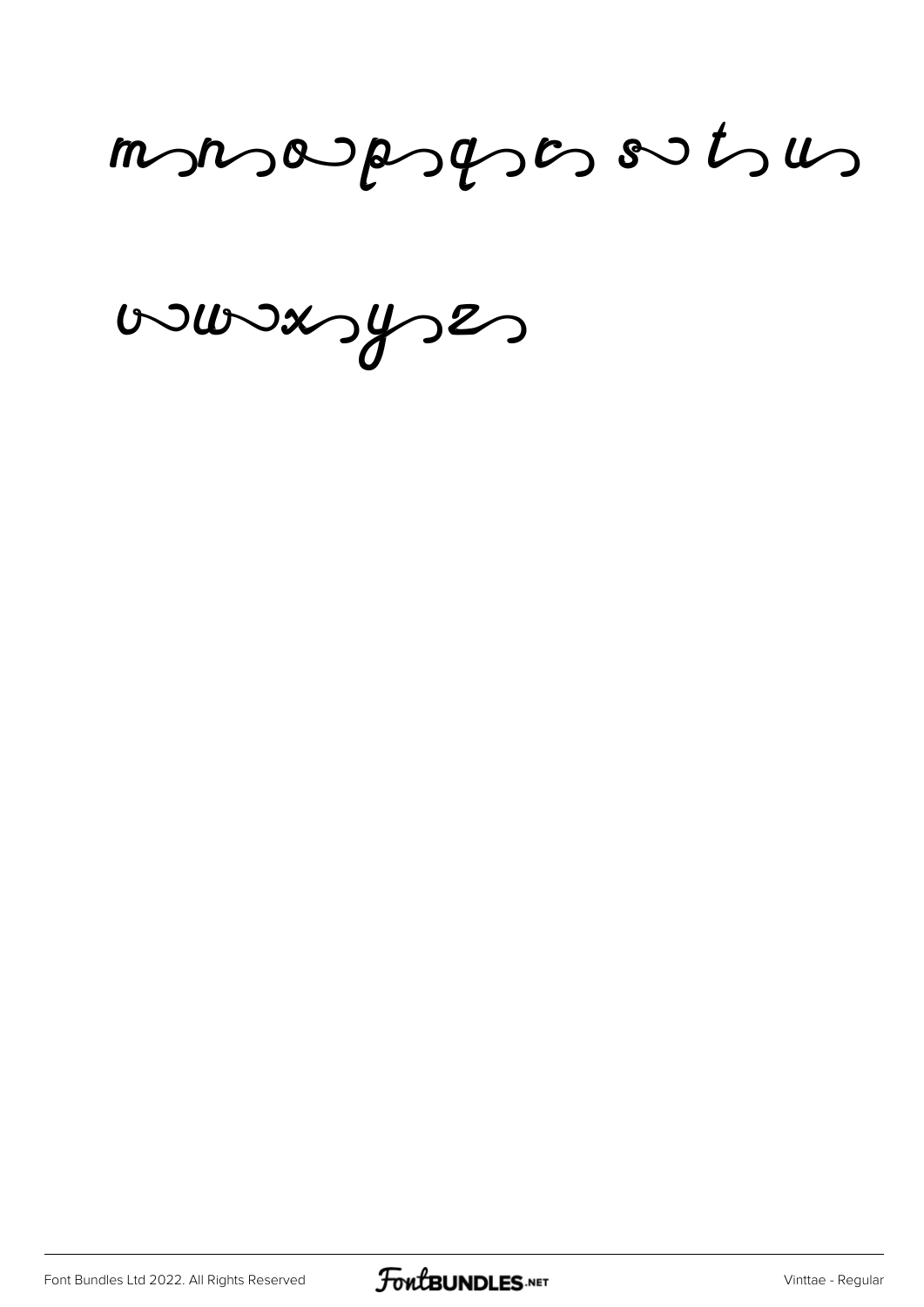m n o p q r s t u

v w x y z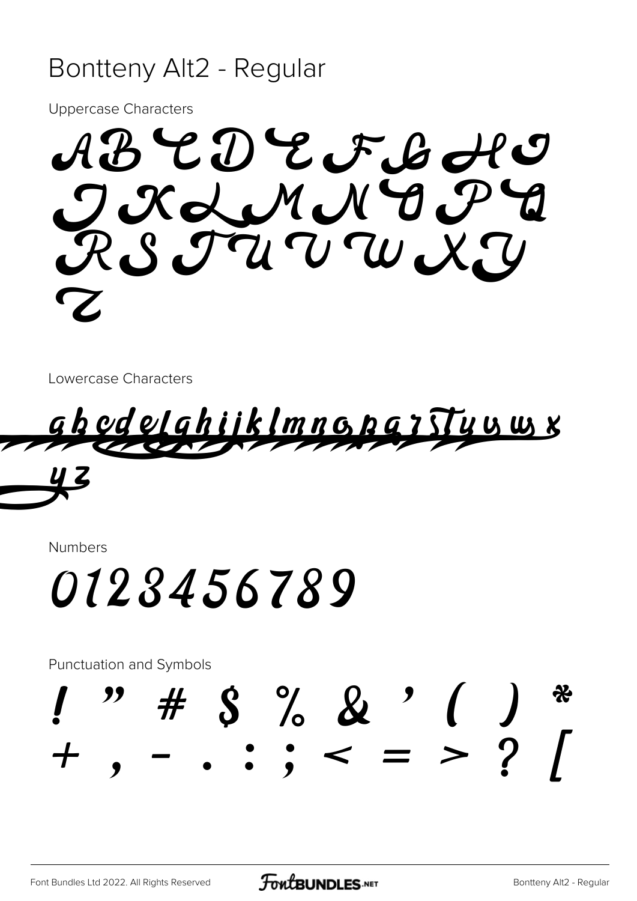# Bontteny Alt2 - Regular

Uppercase Characters

A B C D E F G H I
J K L M N O P Q
R S T U V W X Y
Z

Lowercase Characters

a b c d e f g h i j k l m n o p q r s t u v w x
y z

Numbers

0 1 2 3 4 5 6 7 8 9

Punctuation and Symbols

! " # $ % & ' ( ) *
+ , - . : ; < = > ? [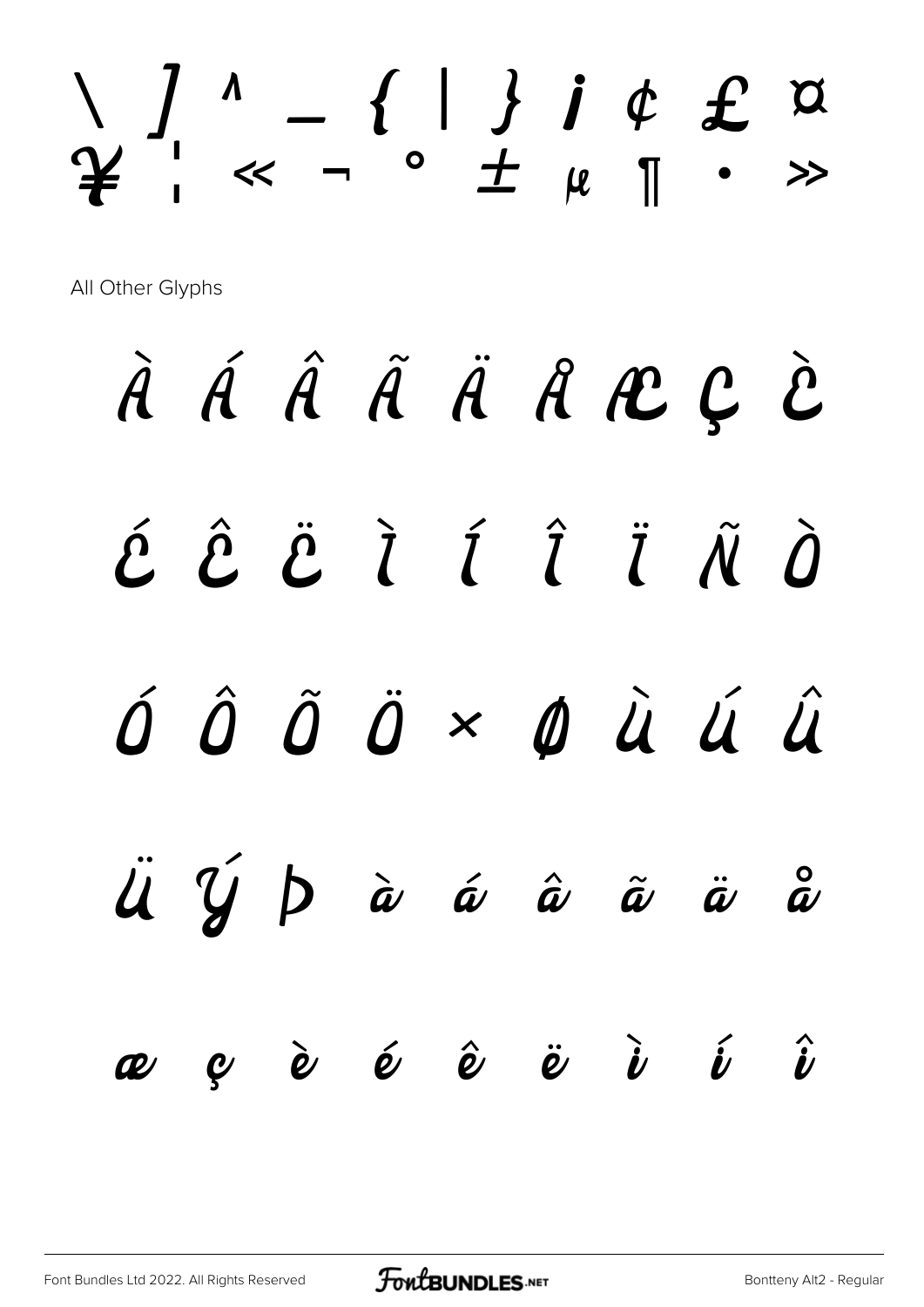\ ] ^ _ { | } ¡ ¢ £ ¤
¥ ¦ « ¬ ° ± µ ¶ · »

All Other Glyphs

À Á Â Ã Ä Å Æ Ç È

É Ê Ë Ì Í Î Ï Ñ Ò

Ó Ô Õ Ö × Ø Ù Ú Û

Ü Ý Þ à á â ã ä å

æ ç è é ê ë ì í î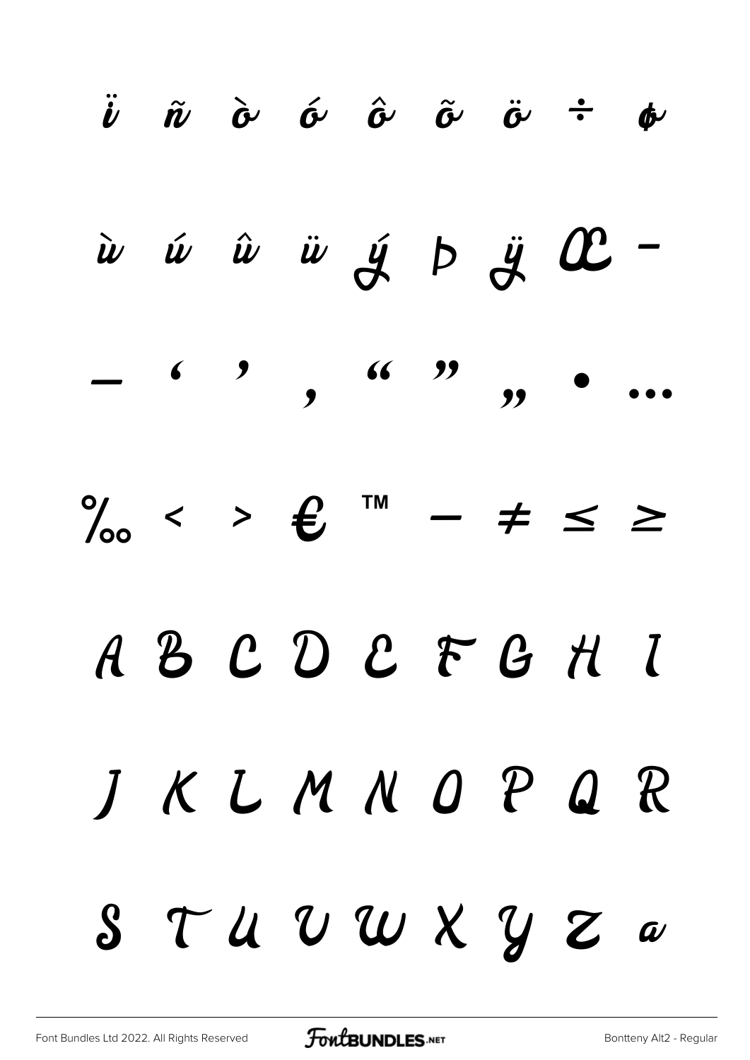ï ñ ò ó ô õ ö ÷ ø

ù ú û ü ý þ ÿ Œ –

— ‘ ’ ‚ “ ” „ • …

‰ < > € ™ − ≠ ≤ ≥

A B C D E F G H I

J K L M N O P Q R

S T U V W X Y Z a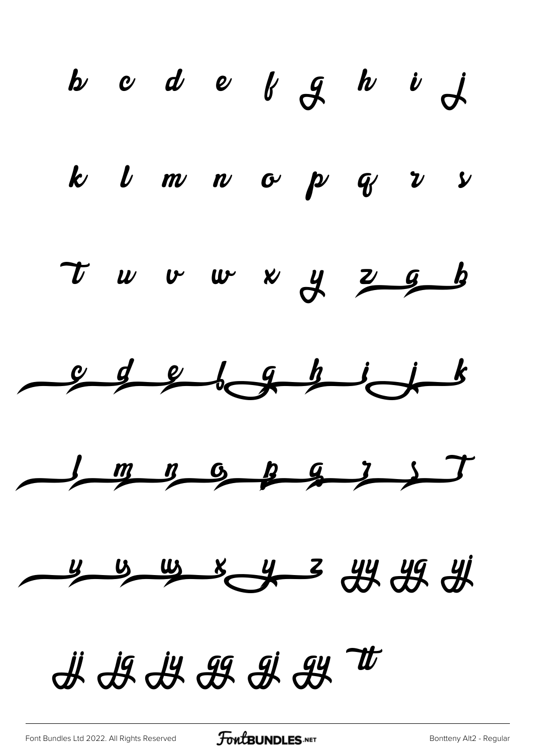b c d e f g h i j

k l m n o p q r s

T u v w x y z g b

c d e f g h i j k

l m n o p q r s T

y v w x y z yy yg yj

jj jg jy gg gj gy tt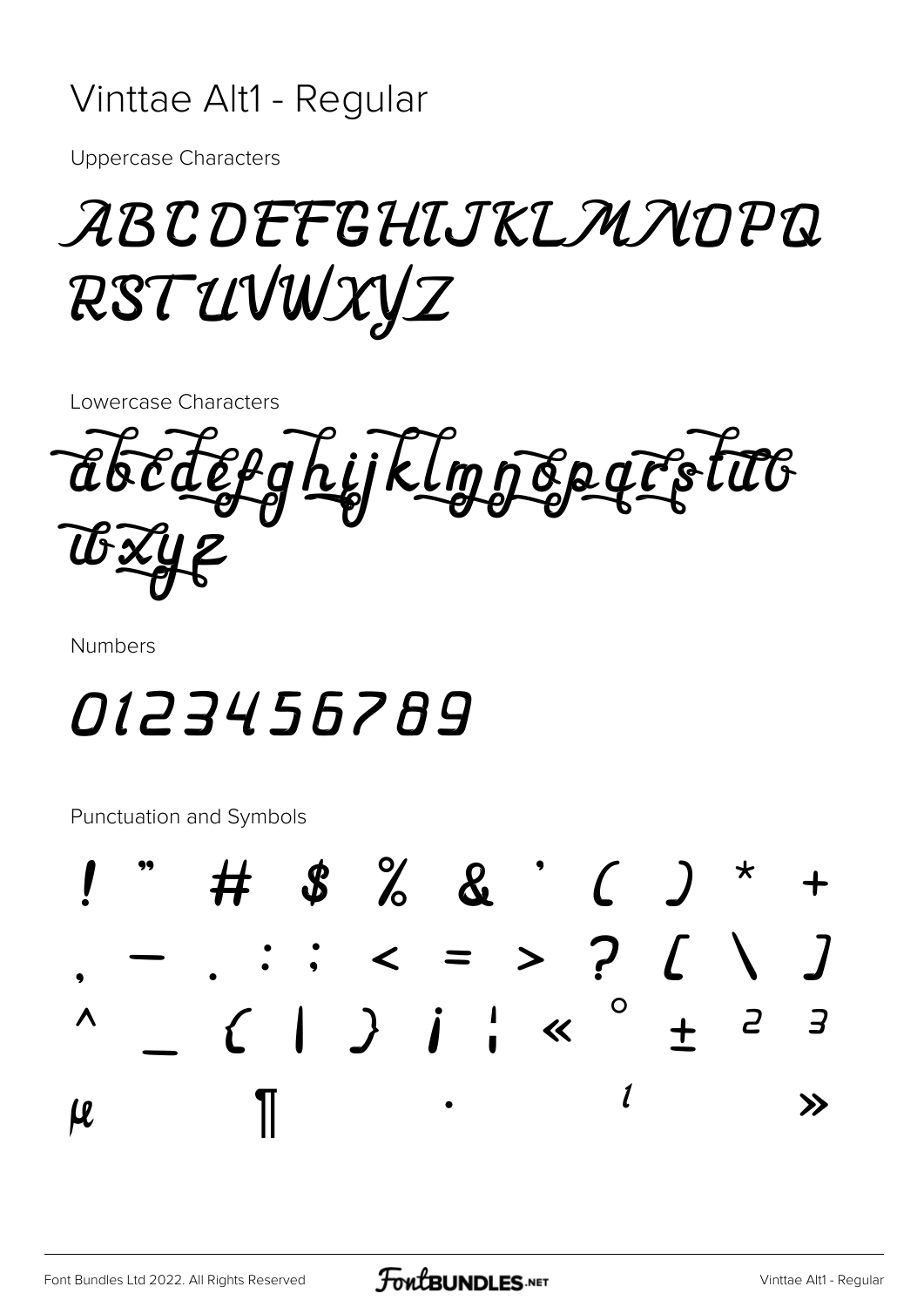# Vinttae Alt1 - Regular

Uppercase Characters

ABCDEFGHIJKLMNOPQ
RSTUVWXYZ

Lowercase Characters

abcdefghijklmnopqrstuv
wxyz

Numbers

0123456789

Punctuation and Symbols

! " # $ % & ' ( ) * +
, — . : ; < = > ? [ \ ]
^ _ { | } ¡ ¦ « ° ± ² ³
µ ¶ · ¹ »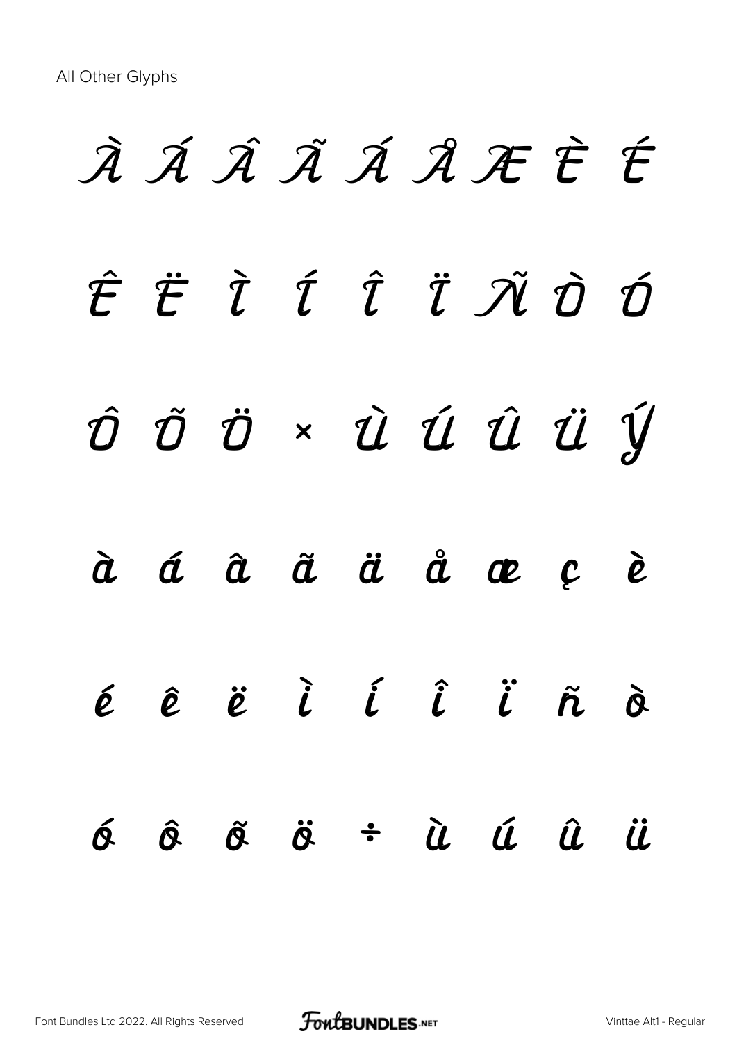All Other Glyphs

À Á Â Ã Ä Å Æ È É

Ê Ë Ì Í Î Ï Ñ Ò Ó

Ô Õ Ö × Ù Ú Û Ü Ý

à á â ã ä å æ ç è

é ê ë ì í î ï ñ ò

ó ô õ ö ÷ ù ú û ü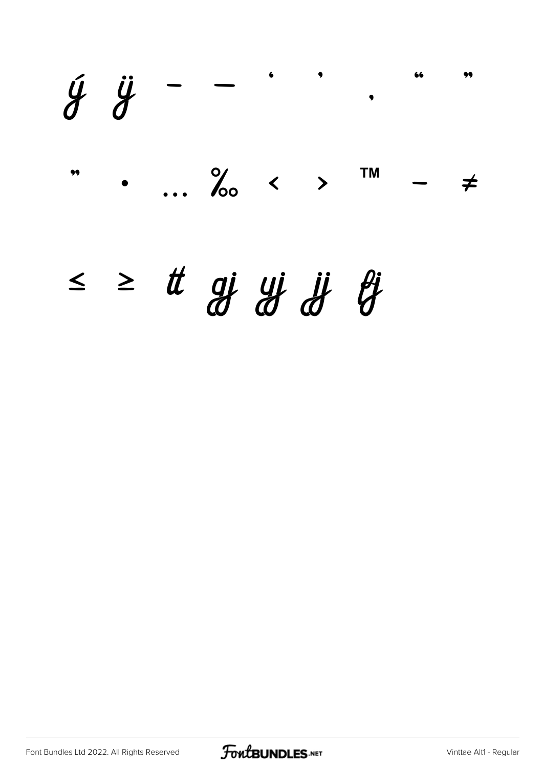ý ÿ – — ‘ ’ ‚ “ ”

„ • … ‰ ‹ › ™ − ≠

≤ ≥ tt gj yj jj fj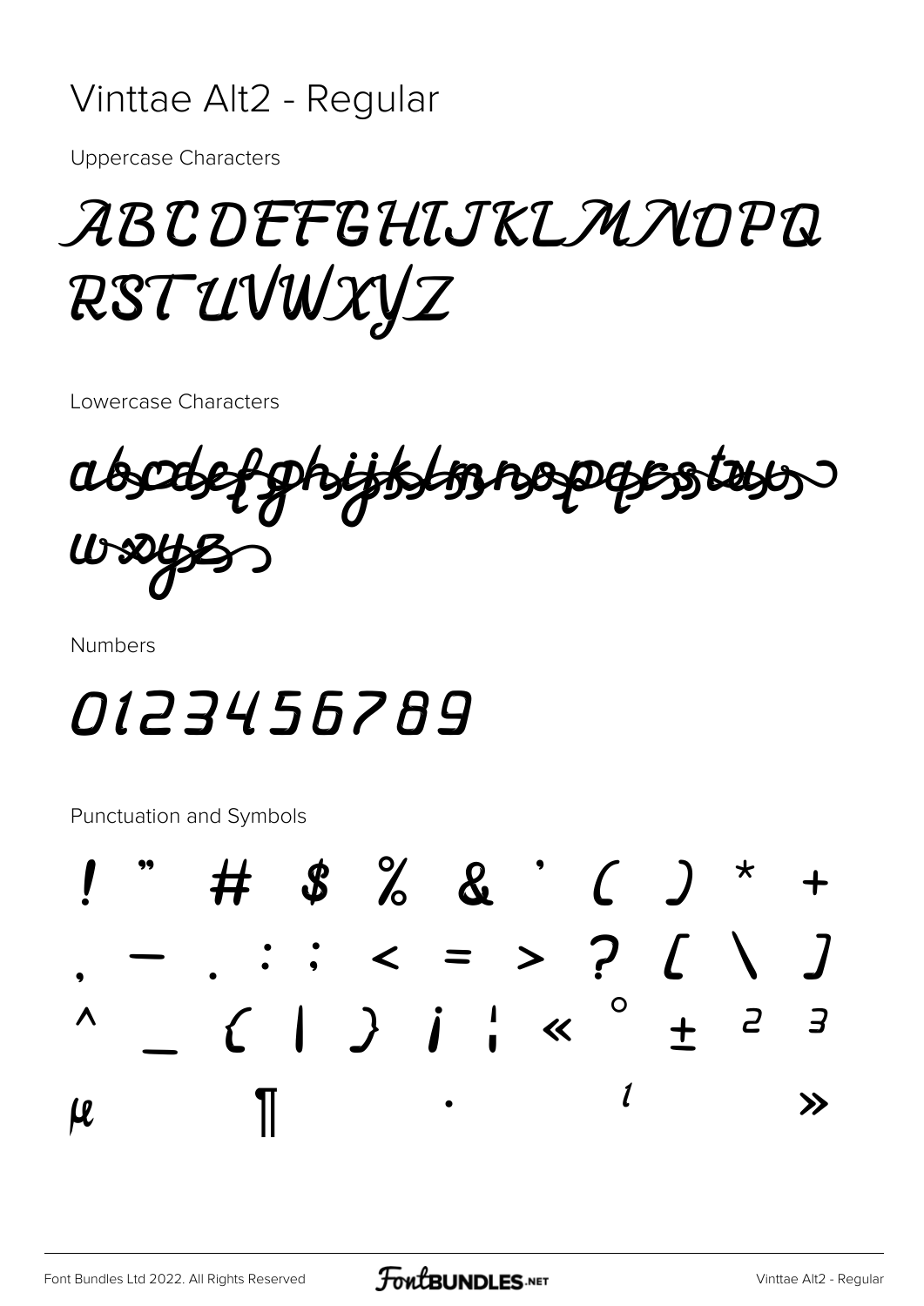# Vinttae Alt2 - Regular

Uppercase Characters

ABCDEFGHIJKLMNOPQ
RSTUVWXYZ

Lowercase Characters

abcdefghijklmnopqrstuv
wxyz

Numbers

0123456789

Punctuation and Symbols

! " # $ % & ' ( ) * +
, - . : ; < = > ? [ \ ]
^ _ { | } ¡ ¦ « ° ± ² ³
µ ¶ · ¹ »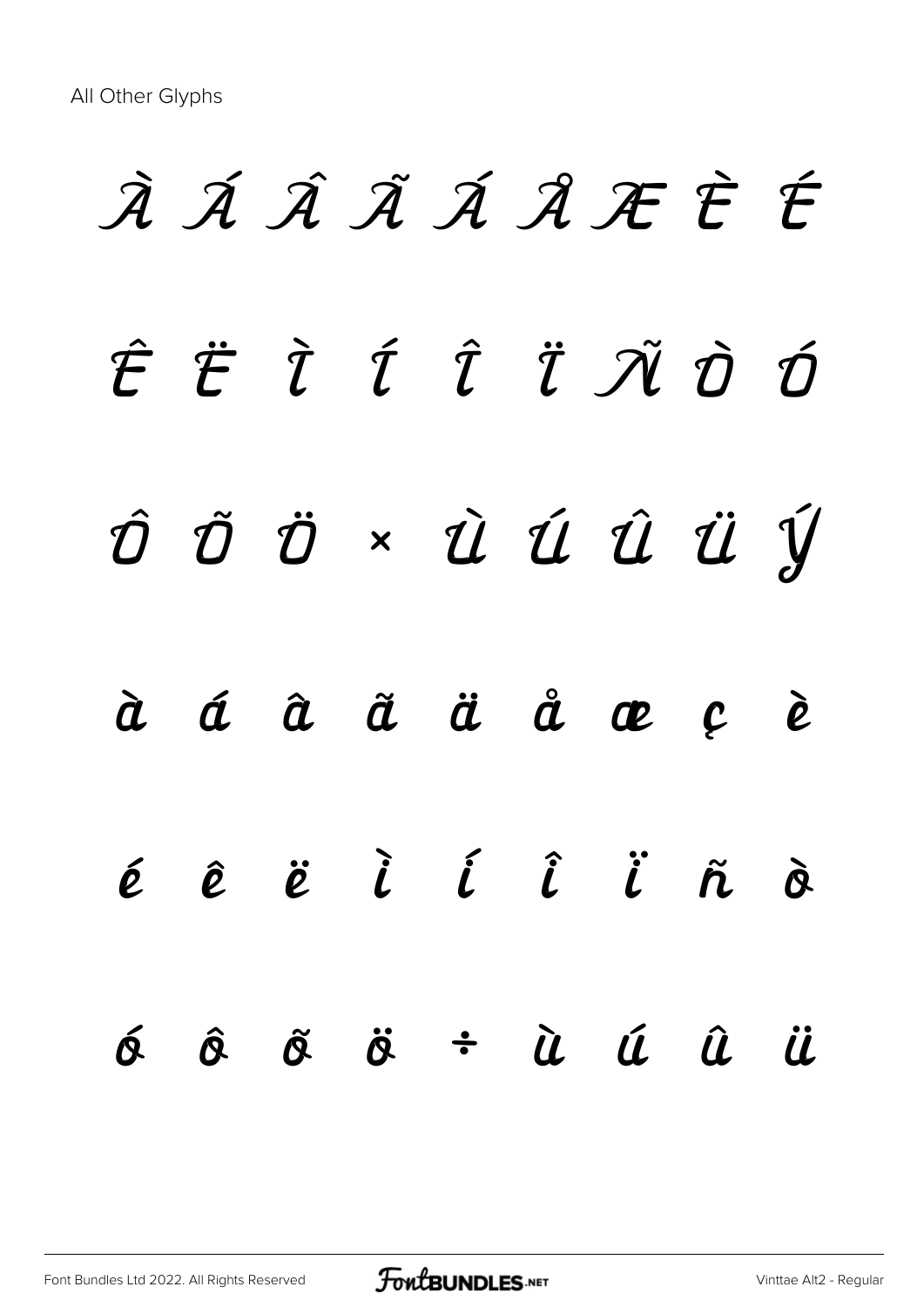All Other Glyphs

À Á Â Ã Ä Å Æ È É

Ê Ë Ì Í Î Ï Ñ Ò Ó

Ô Õ Ö × Ù Ú Û Ü Ý

à á â ã ä å æ ç è

é ê ë ì í î ï ñ ò

ó ô õ ö ÷ ù ú û ü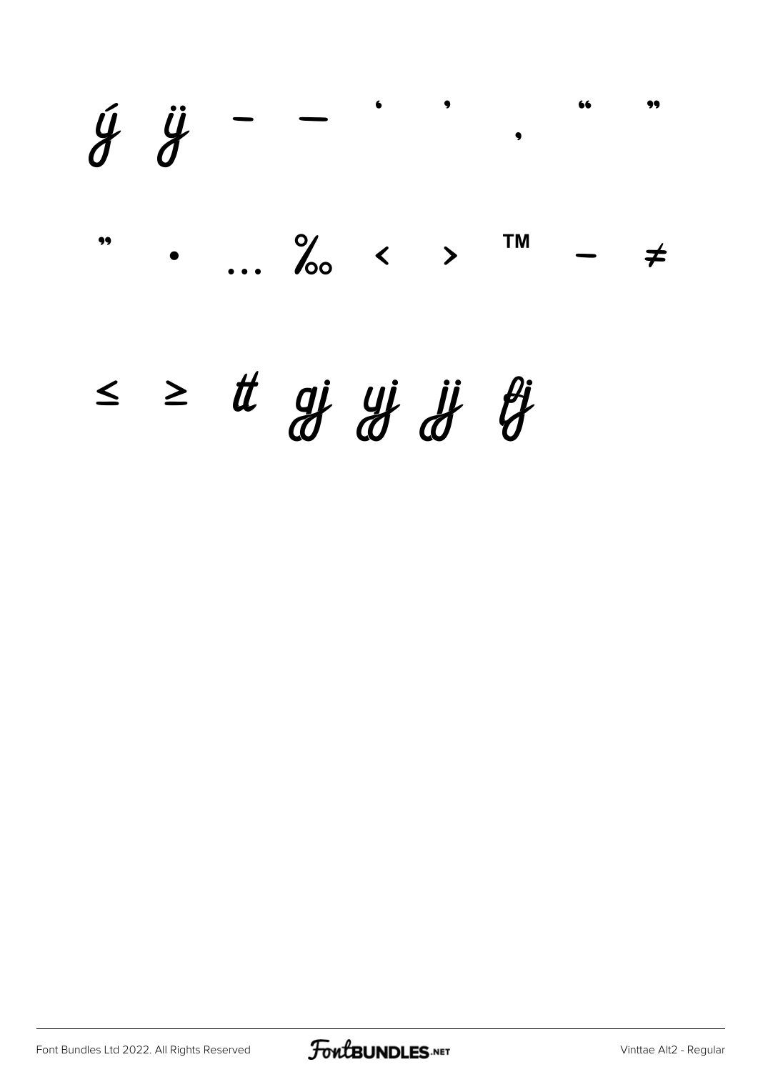ý ÿ – — ‘ ’ ‚ “ ”

„ • … ‰ ‹ › ™ − ≠

≤ ≥ tt gj yj jj fj